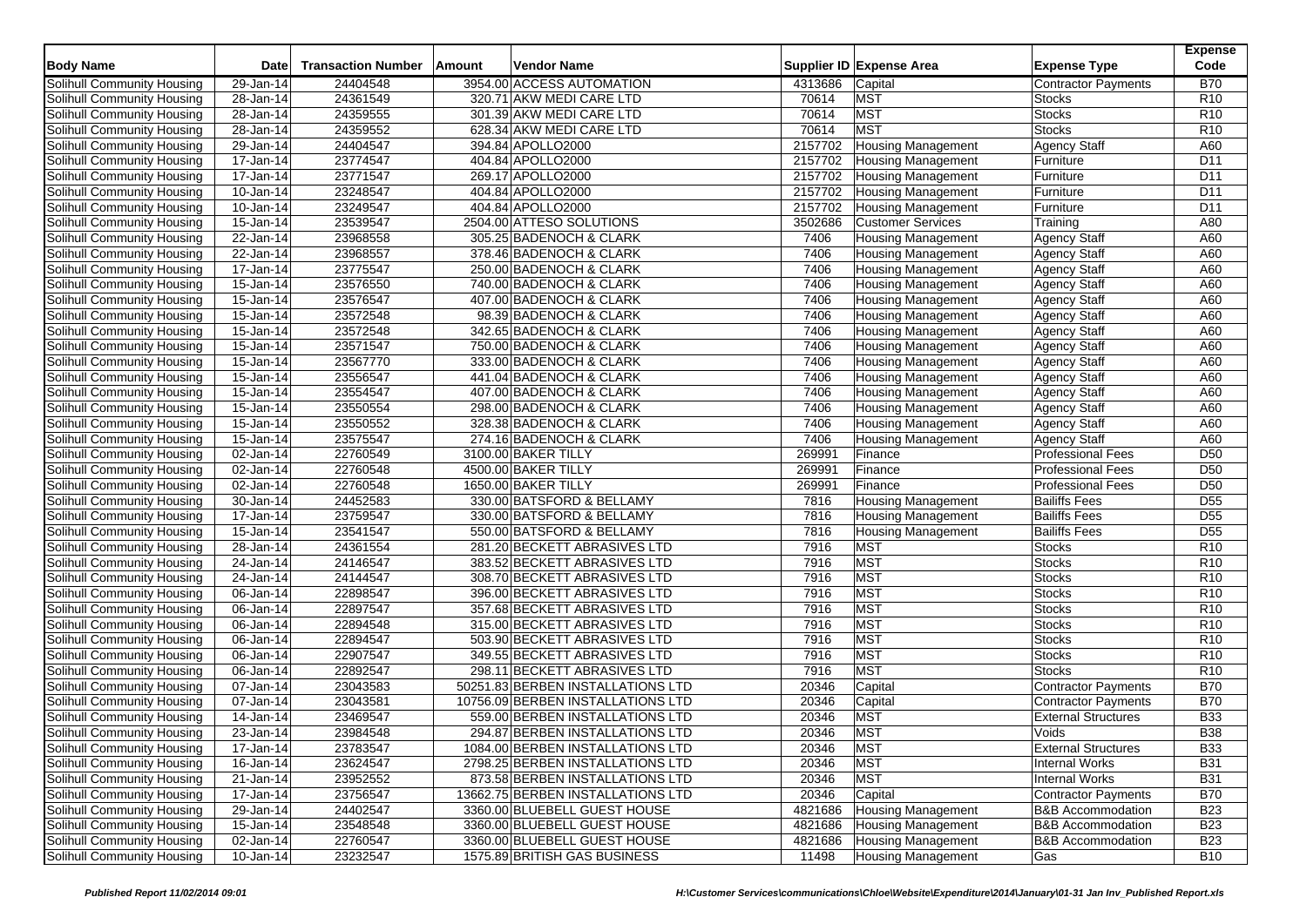| Body Name | Date | Transaction Number | Amount | Vendor Name | Supplier ID | Expense Area | Expense Type | Expense Code |
|---|---|---|---|---|---|---|---|---|
| Solihull Community Housing | 29-Jan-14 | 24404548 | 3954.00 | ACCESS AUTOMATION | 4313686 | Capital | Contractor Payments | B70 |
| Solihull Community Housing | 28-Jan-14 | 24361549 | 320.71 | AKW MEDI CARE LTD | 70614 | MST | Stocks | R10 |
| Solihull Community Housing | 28-Jan-14 | 24359555 | 301.39 | AKW MEDI CARE LTD | 70614 | MST | Stocks | R10 |
| Solihull Community Housing | 28-Jan-14 | 24359552 | 628.34 | AKW MEDI CARE LTD | 70614 | MST | Stocks | R10 |
| Solihull Community Housing | 29-Jan-14 | 24404547 | 394.84 | APOLLO2000 | 2157702 | Housing Management | Agency Staff | A60 |
| Solihull Community Housing | 17-Jan-14 | 23774547 | 404.84 | APOLLO2000 | 2157702 | Housing Management | Furniture | D11 |
| Solihull Community Housing | 17-Jan-14 | 23771547 | 269.17 | APOLLO2000 | 2157702 | Housing Management | Furniture | D11 |
| Solihull Community Housing | 10-Jan-14 | 23248547 | 404.84 | APOLLO2000 | 2157702 | Housing Management | Furniture | D11 |
| Solihull Community Housing | 10-Jan-14 | 23249547 | 404.84 | APOLLO2000 | 2157702 | Housing Management | Furniture | D11 |
| Solihull Community Housing | 15-Jan-14 | 23539547 | 2504.00 | ATTESO SOLUTIONS | 3502686 | Customer Services | Training | A80 |
| Solihull Community Housing | 22-Jan-14 | 23968558 | 305.25 | BADENOCH & CLARK | 7406 | Housing Management | Agency Staff | A60 |
| Solihull Community Housing | 22-Jan-14 | 23968557 | 378.46 | BADENOCH & CLARK | 7406 | Housing Management | Agency Staff | A60 |
| Solihull Community Housing | 17-Jan-14 | 23775547 | 250.00 | BADENOCH & CLARK | 7406 | Housing Management | Agency Staff | A60 |
| Solihull Community Housing | 15-Jan-14 | 23576550 | 740.00 | BADENOCH & CLARK | 7406 | Housing Management | Agency Staff | A60 |
| Solihull Community Housing | 15-Jan-14 | 23576547 | 407.00 | BADENOCH & CLARK | 7406 | Housing Management | Agency Staff | A60 |
| Solihull Community Housing | 15-Jan-14 | 23572548 | 98.39 | BADENOCH & CLARK | 7406 | Housing Management | Agency Staff | A60 |
| Solihull Community Housing | 15-Jan-14 | 23572548 | 342.65 | BADENOCH & CLARK | 7406 | Housing Management | Agency Staff | A60 |
| Solihull Community Housing | 15-Jan-14 | 23571547 | 750.00 | BADENOCH & CLARK | 7406 | Housing Management | Agency Staff | A60 |
| Solihull Community Housing | 15-Jan-14 | 23567770 | 333.00 | BADENOCH & CLARK | 7406 | Housing Management | Agency Staff | A60 |
| Solihull Community Housing | 15-Jan-14 | 23556547 | 441.04 | BADENOCH & CLARK | 7406 | Housing Management | Agency Staff | A60 |
| Solihull Community Housing | 15-Jan-14 | 23554547 | 407.00 | BADENOCH & CLARK | 7406 | Housing Management | Agency Staff | A60 |
| Solihull Community Housing | 15-Jan-14 | 23550554 | 298.00 | BADENOCH & CLARK | 7406 | Housing Management | Agency Staff | A60 |
| Solihull Community Housing | 15-Jan-14 | 23550552 | 328.38 | BADENOCH & CLARK | 7406 | Housing Management | Agency Staff | A60 |
| Solihull Community Housing | 15-Jan-14 | 23575547 | 274.16 | BADENOCH & CLARK | 7406 | Housing Management | Agency Staff | A60 |
| Solihull Community Housing | 02-Jan-14 | 22760549 | 3100.00 | BAKER TILLY | 269991 | Finance | Professional Fees | D50 |
| Solihull Community Housing | 02-Jan-14 | 22760548 | 4500.00 | BAKER TILLY | 269991 | Finance | Professional Fees | D50 |
| Solihull Community Housing | 02-Jan-14 | 22760548 | 1650.00 | BAKER TILLY | 269991 | Finance | Professional Fees | D50 |
| Solihull Community Housing | 30-Jan-14 | 24452583 | 330.00 | BATSFORD & BELLAMY | 7816 | Housing Management | Bailiffs Fees | D55 |
| Solihull Community Housing | 17-Jan-14 | 23759547 | 330.00 | BATSFORD & BELLAMY | 7816 | Housing Management | Bailiffs Fees | D55 |
| Solihull Community Housing | 15-Jan-14 | 23541547 | 550.00 | BATSFORD & BELLAMY | 7816 | Housing Management | Bailiffs Fees | D55 |
| Solihull Community Housing | 28-Jan-14 | 24361554 | 281.20 | BECKETT ABRASIVES LTD | 7916 | MST | Stocks | R10 |
| Solihull Community Housing | 24-Jan-14 | 24146547 | 383.52 | BECKETT ABRASIVES LTD | 7916 | MST | Stocks | R10 |
| Solihull Community Housing | 24-Jan-14 | 24144547 | 308.70 | BECKETT ABRASIVES LTD | 7916 | MST | Stocks | R10 |
| Solihull Community Housing | 06-Jan-14 | 22898547 | 396.00 | BECKETT ABRASIVES LTD | 7916 | MST | Stocks | R10 |
| Solihull Community Housing | 06-Jan-14 | 22897547 | 357.68 | BECKETT ABRASIVES LTD | 7916 | MST | Stocks | R10 |
| Solihull Community Housing | 06-Jan-14 | 22894548 | 315.00 | BECKETT ABRASIVES LTD | 7916 | MST | Stocks | R10 |
| Solihull Community Housing | 06-Jan-14 | 22894547 | 503.90 | BECKETT ABRASIVES LTD | 7916 | MST | Stocks | R10 |
| Solihull Community Housing | 06-Jan-14 | 22907547 | 349.55 | BECKETT ABRASIVES LTD | 7916 | MST | Stocks | R10 |
| Solihull Community Housing | 06-Jan-14 | 22892547 | 298.11 | BECKETT ABRASIVES LTD | 7916 | MST | Stocks | R10 |
| Solihull Community Housing | 07-Jan-14 | 23043583 | 50251.83 | BERBEN INSTALLATIONS LTD | 20346 | Capital | Contractor Payments | B70 |
| Solihull Community Housing | 07-Jan-14 | 23043581 | 10756.09 | BERBEN INSTALLATIONS LTD | 20346 | Capital | Contractor Payments | B70 |
| Solihull Community Housing | 14-Jan-14 | 23469547 | 559.00 | BERBEN INSTALLATIONS LTD | 20346 | MST | External Structures | B33 |
| Solihull Community Housing | 23-Jan-14 | 23984548 | 294.87 | BERBEN INSTALLATIONS LTD | 20346 | MST | Voids | B38 |
| Solihull Community Housing | 17-Jan-14 | 23783547 | 1084.00 | BERBEN INSTALLATIONS LTD | 20346 | MST | External Structures | B33 |
| Solihull Community Housing | 16-Jan-14 | 23624547 | 2798.25 | BERBEN INSTALLATIONS LTD | 20346 | MST | Internal Works | B31 |
| Solihull Community Housing | 21-Jan-14 | 23952552 | 873.58 | BERBEN INSTALLATIONS LTD | 20346 | MST | Internal Works | B31 |
| Solihull Community Housing | 17-Jan-14 | 23756547 | 13662.75 | BERBEN INSTALLATIONS LTD | 20346 | Capital | Contractor Payments | B70 |
| Solihull Community Housing | 29-Jan-14 | 24402547 | 3360.00 | BLUEBELL GUEST HOUSE | 4821686 | Housing Management | B&B Accommodation | B23 |
| Solihull Community Housing | 15-Jan-14 | 23548548 | 3360.00 | BLUEBELL GUEST HOUSE | 4821686 | Housing Management | B&B Accommodation | B23 |
| Solihull Community Housing | 02-Jan-14 | 22760547 | 3360.00 | BLUEBELL GUEST HOUSE | 4821686 | Housing Management | B&B Accommodation | B23 |
| Solihull Community Housing | 10-Jan-14 | 23232547 | 1575.89 | BRITISH GAS BUSINESS | 11498 | Housing Management | Gas | B10 |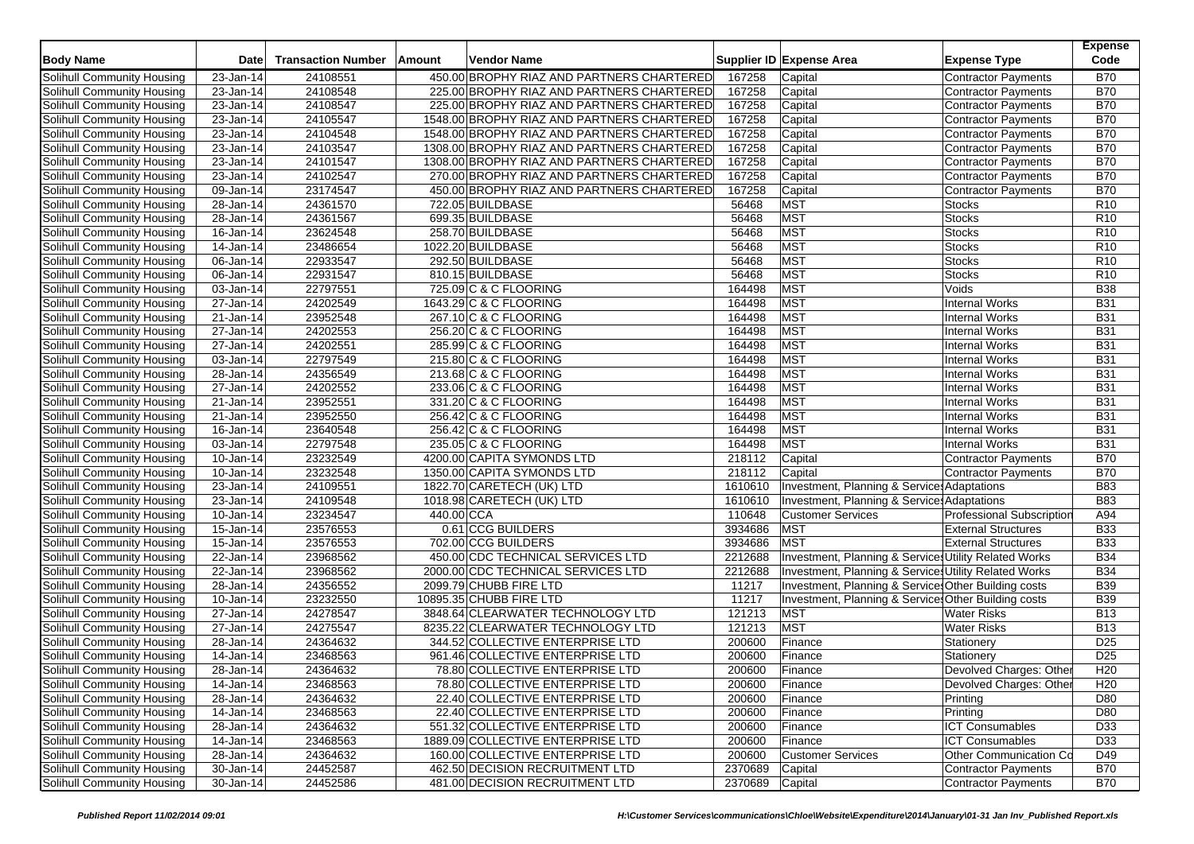| Body Name | Date | Transaction Number | Amount | Vendor Name | Supplier ID | Expense Area | Expense Type | Expense Code |
|---|---|---|---|---|---|---|---|---|
| Solihull Community Housing | 23-Jan-14 | 24108551 | 450.00 | BROPHY RIAZ AND PARTNERS CHARTERED | 167258 | Capital | Contractor Payments | B70 |
| Solihull Community Housing | 23-Jan-14 | 24108548 | 225.00 | BROPHY RIAZ AND PARTNERS CHARTERED | 167258 | Capital | Contractor Payments | B70 |
| Solihull Community Housing | 23-Jan-14 | 24108547 | 225.00 | BROPHY RIAZ AND PARTNERS CHARTERED | 167258 | Capital | Contractor Payments | B70 |
| Solihull Community Housing | 23-Jan-14 | 24105547 | 1548.00 | BROPHY RIAZ AND PARTNERS CHARTERED | 167258 | Capital | Contractor Payments | B70 |
| Solihull Community Housing | 23-Jan-14 | 24104548 | 1548.00 | BROPHY RIAZ AND PARTNERS CHARTERED | 167258 | Capital | Contractor Payments | B70 |
| Solihull Community Housing | 23-Jan-14 | 24103547 | 1308.00 | BROPHY RIAZ AND PARTNERS CHARTERED | 167258 | Capital | Contractor Payments | B70 |
| Solihull Community Housing | 23-Jan-14 | 24101547 | 1308.00 | BROPHY RIAZ AND PARTNERS CHARTERED | 167258 | Capital | Contractor Payments | B70 |
| Solihull Community Housing | 23-Jan-14 | 24102547 | 270.00 | BROPHY RIAZ AND PARTNERS CHARTERED | 167258 | Capital | Contractor Payments | B70 |
| Solihull Community Housing | 09-Jan-14 | 23174547 | 450.00 | BROPHY RIAZ AND PARTNERS CHARTERED | 167258 | Capital | Contractor Payments | B70 |
| Solihull Community Housing | 28-Jan-14 | 24361570 | 722.05 | BUILDBASE | 56468 | MST | Stocks | R10 |
| Solihull Community Housing | 28-Jan-14 | 24361567 | 699.35 | BUILDBASE | 56468 | MST | Stocks | R10 |
| Solihull Community Housing | 16-Jan-14 | 23624548 | 258.70 | BUILDBASE | 56468 | MST | Stocks | R10 |
| Solihull Community Housing | 14-Jan-14 | 23486654 | 1022.20 | BUILDBASE | 56468 | MST | Stocks | R10 |
| Solihull Community Housing | 06-Jan-14 | 22933547 | 292.50 | BUILDBASE | 56468 | MST | Stocks | R10 |
| Solihull Community Housing | 06-Jan-14 | 22931547 | 810.15 | BUILDBASE | 56468 | MST | Stocks | R10 |
| Solihull Community Housing | 03-Jan-14 | 22797551 | 725.09 | C & C FLOORING | 164498 | MST | Voids | B38 |
| Solihull Community Housing | 27-Jan-14 | 24202549 | 1643.29 | C & C FLOORING | 164498 | MST | Internal Works | B31 |
| Solihull Community Housing | 21-Jan-14 | 23952548 | 267.10 | C & C FLOORING | 164498 | MST | Internal Works | B31 |
| Solihull Community Housing | 27-Jan-14 | 24202553 | 256.20 | C & C FLOORING | 164498 | MST | Internal Works | B31 |
| Solihull Community Housing | 27-Jan-14 | 24202551 | 285.99 | C & C FLOORING | 164498 | MST | Internal Works | B31 |
| Solihull Community Housing | 03-Jan-14 | 22797549 | 215.80 | C & C FLOORING | 164498 | MST | Internal Works | B31 |
| Solihull Community Housing | 28-Jan-14 | 24356549 | 213.68 | C & C FLOORING | 164498 | MST | Internal Works | B31 |
| Solihull Community Housing | 27-Jan-14 | 24202552 | 233.06 | C & C FLOORING | 164498 | MST | Internal Works | B31 |
| Solihull Community Housing | 21-Jan-14 | 23952551 | 331.20 | C & C FLOORING | 164498 | MST | Internal Works | B31 |
| Solihull Community Housing | 21-Jan-14 | 23952550 | 256.42 | C & C FLOORING | 164498 | MST | Internal Works | B31 |
| Solihull Community Housing | 16-Jan-14 | 23640548 | 256.42 | C & C FLOORING | 164498 | MST | Internal Works | B31 |
| Solihull Community Housing | 03-Jan-14 | 22797548 | 235.05 | C & C FLOORING | 164498 | MST | Internal Works | B31 |
| Solihull Community Housing | 10-Jan-14 | 23232549 | 4200.00 | CAPITA SYMONDS LTD | 218112 | Capital | Contractor Payments | B70 |
| Solihull Community Housing | 10-Jan-14 | 23232548 | 1350.00 | CAPITA SYMONDS LTD | 218112 | Capital | Contractor Payments | B70 |
| Solihull Community Housing | 23-Jan-14 | 24109551 | 1822.70 | CARETECH (UK) LTD | 1610610 | Investment, Planning & Services | Adaptations | B83 |
| Solihull Community Housing | 23-Jan-14 | 24109548 | 1018.98 | CARETECH (UK) LTD | 1610610 | Investment, Planning & Services | Adaptations | B83 |
| Solihull Community Housing | 10-Jan-14 | 23234547 | 440.00 | CCA | 110648 | Customer Services | Professional Subscription | A94 |
| Solihull Community Housing | 15-Jan-14 | 23576553 | 0.61 | CCG BUILDERS | 3934686 | MST | External Structures | B33 |
| Solihull Community Housing | 15-Jan-14 | 23576553 | 702.00 | CCG BUILDERS | 3934686 | MST | External Structures | B33 |
| Solihull Community Housing | 22-Jan-14 | 23968562 | 450.00 | CDC TECHNICAL SERVICES LTD | 2212688 | Investment, Planning & Services | Utility Related Works | B34 |
| Solihull Community Housing | 22-Jan-14 | 23968562 | 2000.00 | CDC TECHNICAL SERVICES LTD | 2212688 | Investment, Planning & Services | Utility Related Works | B34 |
| Solihull Community Housing | 28-Jan-14 | 24356552 | 2099.79 | CHUBB FIRE LTD | 11217 | Investment, Planning & Services | Other Building costs | B39 |
| Solihull Community Housing | 10-Jan-14 | 23232550 | 10895.35 | CHUBB FIRE LTD | 11217 | Investment, Planning & Services | Other Building costs | B39 |
| Solihull Community Housing | 27-Jan-14 | 24278547 | 3848.64 | CLEARWATER TECHNOLOGY LTD | 121213 | MST | Water Risks | B13 |
| Solihull Community Housing | 27-Jan-14 | 24275547 | 8235.22 | CLEARWATER TECHNOLOGY LTD | 121213 | MST | Water Risks | B13 |
| Solihull Community Housing | 28-Jan-14 | 24364632 | 344.52 | COLLECTIVE ENTERPRISE LTD | 200600 | Finance | Stationery | D25 |
| Solihull Community Housing | 14-Jan-14 | 23468563 | 961.46 | COLLECTIVE ENTERPRISE LTD | 200600 | Finance | Stationery | D25 |
| Solihull Community Housing | 28-Jan-14 | 24364632 | 78.80 | COLLECTIVE ENTERPRISE LTD | 200600 | Finance | Devolved Charges: Other | H20 |
| Solihull Community Housing | 14-Jan-14 | 23468563 | 78.80 | COLLECTIVE ENTERPRISE LTD | 200600 | Finance | Devolved Charges: Other | H20 |
| Solihull Community Housing | 28-Jan-14 | 24364632 | 22.40 | COLLECTIVE ENTERPRISE LTD | 200600 | Finance | Printing | D80 |
| Solihull Community Housing | 14-Jan-14 | 23468563 | 22.40 | COLLECTIVE ENTERPRISE LTD | 200600 | Finance | Printing | D80 |
| Solihull Community Housing | 28-Jan-14 | 24364632 | 551.32 | COLLECTIVE ENTERPRISE LTD | 200600 | Finance | ICT Consumables | D33 |
| Solihull Community Housing | 14-Jan-14 | 23468563 | 1889.09 | COLLECTIVE ENTERPRISE LTD | 200600 | Finance | ICT Consumables | D33 |
| Solihull Community Housing | 28-Jan-14 | 24364632 | 160.00 | COLLECTIVE ENTERPRISE LTD | 200600 | Customer Services | Other Communication Co | D49 |
| Solihull Community Housing | 30-Jan-14 | 24452587 | 462.50 | DECISION RECRUITMENT LTD | 2370689 | Capital | Contractor Payments | B70 |
| Solihull Community Housing | 30-Jan-14 | 24452586 | 481.00 | DECISION RECRUITMENT LTD | 2370689 | Capital | Contractor Payments | B70 |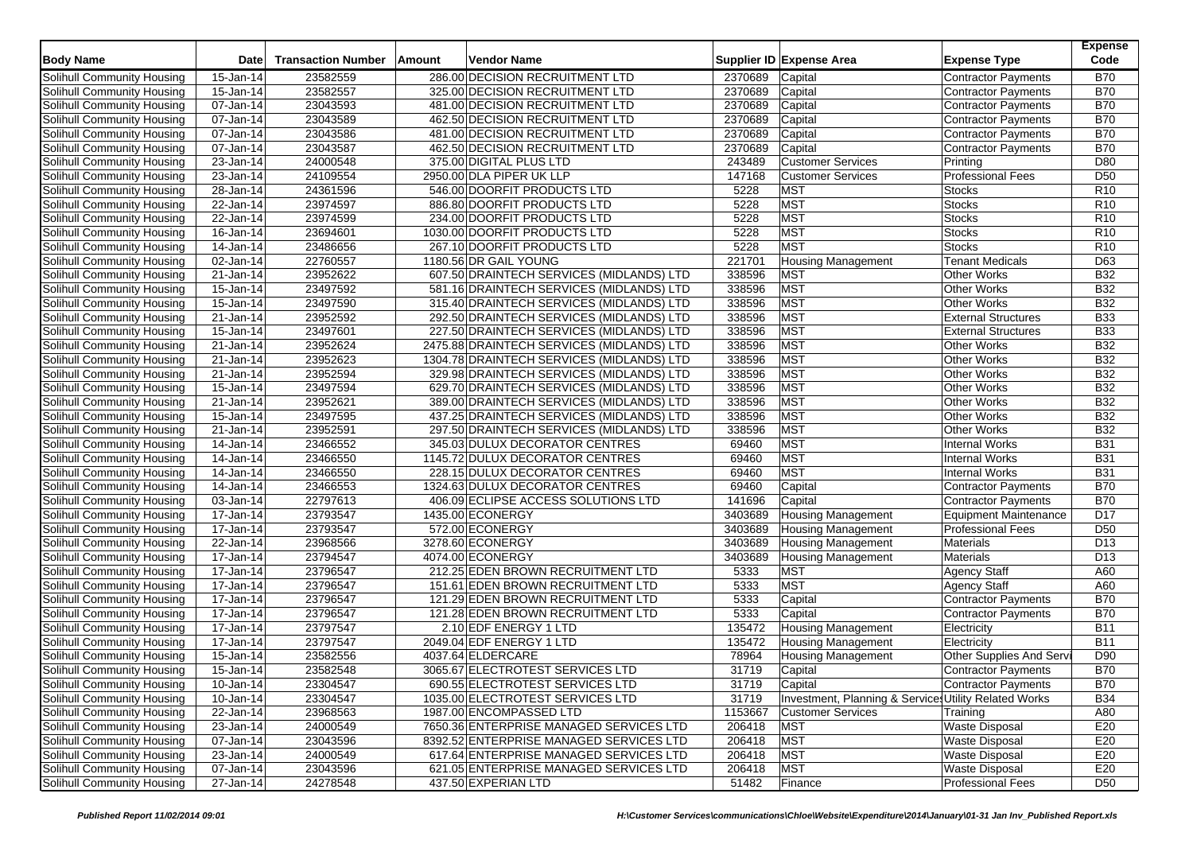| Body Name | Date | Transaction Number | Amount | Vendor Name | Supplier ID | Expense Area | Expense Type | Expense Code |
|---|---|---|---|---|---|---|---|---|
| Solihull Community Housing | 15-Jan-14 | 23582559 | 286.00 | DECISION RECRUITMENT LTD | 2370689 | Capital | Contractor Payments | B70 |
| Solihull Community Housing | 15-Jan-14 | 23582557 | 325.00 | DECISION RECRUITMENT LTD | 2370689 | Capital | Contractor Payments | B70 |
| Solihull Community Housing | 07-Jan-14 | 23043593 | 481.00 | DECISION RECRUITMENT LTD | 2370689 | Capital | Contractor Payments | B70 |
| Solihull Community Housing | 07-Jan-14 | 23043589 | 462.50 | DECISION RECRUITMENT LTD | 2370689 | Capital | Contractor Payments | B70 |
| Solihull Community Housing | 07-Jan-14 | 23043586 | 481.00 | DECISION RECRUITMENT LTD | 2370689 | Capital | Contractor Payments | B70 |
| Solihull Community Housing | 07-Jan-14 | 23043587 | 462.50 | DECISION RECRUITMENT LTD | 2370689 | Capital | Contractor Payments | B70 |
| Solihull Community Housing | 23-Jan-14 | 24000548 | 375.00 | DIGITAL PLUS LTD | 243489 | Customer Services | Printing | D80 |
| Solihull Community Housing | 23-Jan-14 | 24109554 | 2950.00 | DLA PIPER UK LLP | 147168 | Customer Services | Professional Fees | D50 |
| Solihull Community Housing | 28-Jan-14 | 24361596 | 546.00 | DOORFIT PRODUCTS LTD | 5228 | MST | Stocks | R10 |
| Solihull Community Housing | 22-Jan-14 | 23974597 | 886.80 | DOORFIT PRODUCTS LTD | 5228 | MST | Stocks | R10 |
| Solihull Community Housing | 22-Jan-14 | 23974599 | 234.00 | DOORFIT PRODUCTS LTD | 5228 | MST | Stocks | R10 |
| Solihull Community Housing | 16-Jan-14 | 23694601 | 1030.00 | DOORFIT PRODUCTS LTD | 5228 | MST | Stocks | R10 |
| Solihull Community Housing | 14-Jan-14 | 23486656 | 267.10 | DOORFIT PRODUCTS LTD | 5228 | MST | Stocks | R10 |
| Solihull Community Housing | 02-Jan-14 | 22760557 | 1180.56 | DR GAIL YOUNG | 221701 | Housing Management | Tenant Medicals | D63 |
| Solihull Community Housing | 21-Jan-14 | 23952622 | 607.50 | DRAINTECH SERVICES (MIDLANDS) LTD | 338596 | MST | Other Works | B32 |
| Solihull Community Housing | 15-Jan-14 | 23497592 | 581.16 | DRAINTECH SERVICES (MIDLANDS) LTD | 338596 | MST | Other Works | B32 |
| Solihull Community Housing | 15-Jan-14 | 23497590 | 315.40 | DRAINTECH SERVICES (MIDLANDS) LTD | 338596 | MST | Other Works | B32 |
| Solihull Community Housing | 21-Jan-14 | 23952592 | 292.50 | DRAINTECH SERVICES (MIDLANDS) LTD | 338596 | MST | External Structures | B33 |
| Solihull Community Housing | 15-Jan-14 | 23497601 | 227.50 | DRAINTECH SERVICES (MIDLANDS) LTD | 338596 | MST | External Structures | B33 |
| Solihull Community Housing | 21-Jan-14 | 23952624 | 2475.88 | DRAINTECH SERVICES (MIDLANDS) LTD | 338596 | MST | Other Works | B32 |
| Solihull Community Housing | 21-Jan-14 | 23952623 | 1304.78 | DRAINTECH SERVICES (MIDLANDS) LTD | 338596 | MST | Other Works | B32 |
| Solihull Community Housing | 21-Jan-14 | 23952594 | 329.98 | DRAINTECH SERVICES (MIDLANDS) LTD | 338596 | MST | Other Works | B32 |
| Solihull Community Housing | 15-Jan-14 | 23497594 | 629.70 | DRAINTECH SERVICES (MIDLANDS) LTD | 338596 | MST | Other Works | B32 |
| Solihull Community Housing | 21-Jan-14 | 23952621 | 389.00 | DRAINTECH SERVICES (MIDLANDS) LTD | 338596 | MST | Other Works | B32 |
| Solihull Community Housing | 15-Jan-14 | 23497595 | 437.25 | DRAINTECH SERVICES (MIDLANDS) LTD | 338596 | MST | Other Works | B32 |
| Solihull Community Housing | 21-Jan-14 | 23952591 | 297.50 | DRAINTECH SERVICES (MIDLANDS) LTD | 338596 | MST | Other Works | B32 |
| Solihull Community Housing | 14-Jan-14 | 23466552 | 345.03 | DULUX DECORATOR CENTRES | 69460 | MST | Internal Works | B31 |
| Solihull Community Housing | 14-Jan-14 | 23466550 | 1145.72 | DULUX DECORATOR CENTRES | 69460 | MST | Internal Works | B31 |
| Solihull Community Housing | 14-Jan-14 | 23466550 | 228.15 | DULUX DECORATOR CENTRES | 69460 | MST | Internal Works | B31 |
| Solihull Community Housing | 14-Jan-14 | 23466553 | 1324.63 | DULUX DECORATOR CENTRES | 69460 | Capital | Contractor Payments | B70 |
| Solihull Community Housing | 03-Jan-14 | 22797613 | 406.09 | ECLIPSE ACCESS SOLUTIONS LTD | 141696 | Capital | Contractor Payments | B70 |
| Solihull Community Housing | 17-Jan-14 | 23793547 | 1435.00 | ECONERGY | 3403689 | Housing Management | Equipment Maintenance | D17 |
| Solihull Community Housing | 17-Jan-14 | 23793547 | 572.00 | ECONERGY | 3403689 | Housing Management | Professional Fees | D50 |
| Solihull Community Housing | 22-Jan-14 | 23968566 | 3278.60 | ECONERGY | 3403689 | Housing Management | Materials | D13 |
| Solihull Community Housing | 17-Jan-14 | 23794547 | 4074.00 | ECONERGY | 3403689 | Housing Management | Materials | D13 |
| Solihull Community Housing | 17-Jan-14 | 23796547 | 212.25 | EDEN BROWN RECRUITMENT LTD | 5333 | MST | Agency Staff | A60 |
| Solihull Community Housing | 17-Jan-14 | 23796547 | 151.61 | EDEN BROWN RECRUITMENT LTD | 5333 | MST | Agency Staff | A60 |
| Solihull Community Housing | 17-Jan-14 | 23796547 | 121.29 | EDEN BROWN RECRUITMENT LTD | 5333 | Capital | Contractor Payments | B70 |
| Solihull Community Housing | 17-Jan-14 | 23796547 | 121.28 | EDEN BROWN RECRUITMENT LTD | 5333 | Capital | Contractor Payments | B70 |
| Solihull Community Housing | 17-Jan-14 | 23797547 | 2.10 | EDF ENERGY 1 LTD | 135472 | Housing Management | Electricity | B11 |
| Solihull Community Housing | 17-Jan-14 | 23797547 | 2049.04 | EDF ENERGY 1 LTD | 135472 | Housing Management | Electricity | B11 |
| Solihull Community Housing | 15-Jan-14 | 23582556 | 4037.64 | ELDERCARE | 78964 | Housing Management | Other Supplies And Servi | D90 |
| Solihull Community Housing | 15-Jan-14 | 23582548 | 3065.67 | ELECTROTEST SERVICES LTD | 31719 | Capital | Contractor Payments | B70 |
| Solihull Community Housing | 10-Jan-14 | 23304547 | 690.55 | ELECTROTEST SERVICES LTD | 31719 | Capital | Contractor Payments | B70 |
| Solihull Community Housing | 10-Jan-14 | 23304547 | 1035.00 | ELECTROTEST SERVICES LTD | 31719 | Investment, Planning & Services | Utility Related Works | B34 |
| Solihull Community Housing | 22-Jan-14 | 23968563 | 1987.00 | ENCOMPASSED LTD | 1153667 | Customer Services | Training | A80 |
| Solihull Community Housing | 23-Jan-14 | 24000549 | 7650.36 | ENTERPRISE MANAGED SERVICES LTD | 206418 | MST | Waste Disposal | E20 |
| Solihull Community Housing | 07-Jan-14 | 23043596 | 8392.52 | ENTERPRISE MANAGED SERVICES LTD | 206418 | MST | Waste Disposal | E20 |
| Solihull Community Housing | 23-Jan-14 | 24000549 | 617.64 | ENTERPRISE MANAGED SERVICES LTD | 206418 | MST | Waste Disposal | E20 |
| Solihull Community Housing | 07-Jan-14 | 23043596 | 621.05 | ENTERPRISE MANAGED SERVICES LTD | 206418 | MST | Waste Disposal | E20 |
| Solihull Community Housing | 27-Jan-14 | 24278548 | 437.50 | EXPERIAN LTD | 51482 | Finance | Professional Fees | D50 |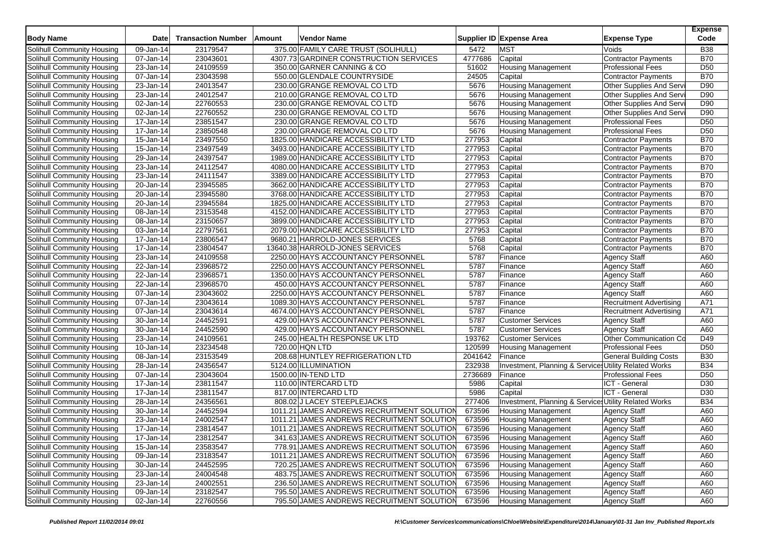| Body Name | Date | Transaction Number | Amount | Vendor Name | Supplier ID | Expense Area | Expense Type | Expense Code |
|---|---|---|---|---|---|---|---|---|
| Solihull Community Housing | 09-Jan-14 | 23179547 | 375.00 | FAMILY CARE TRUST (SOLIHULL) | 5472 | MST | Voids | B38 |
| Solihull Community Housing | 07-Jan-14 | 23043601 | 4307.73 | GARDINER CONSTRUCTION SERVICES | 4777686 | Capital | Contractor Payments | B70 |
| Solihull Community Housing | 23-Jan-14 | 24109559 | 350.00 | GARNER CANNING & CO | 51602 | Housing Management | Professional Fees | D50 |
| Solihull Community Housing | 07-Jan-14 | 23043598 | 550.00 | GLENDALE COUNTRYSIDE | 24505 | Capital | Contractor Payments | B70 |
| Solihull Community Housing | 23-Jan-14 | 24013547 | 230.00 | GRANGE REMOVAL CO LTD | 5676 | Housing Management | Other Supplies And Servi | D90 |
| Solihull Community Housing | 23-Jan-14 | 24012547 | 210.00 | GRANGE REMOVAL CO LTD | 5676 | Housing Management | Other Supplies And Servi | D90 |
| Solihull Community Housing | 02-Jan-14 | 22760553 | 230.00 | GRANGE REMOVAL CO LTD | 5676 | Housing Management | Other Supplies And Servi | D90 |
| Solihull Community Housing | 02-Jan-14 | 22760552 | 230.00 | GRANGE REMOVAL CO LTD | 5676 | Housing Management | Other Supplies And Servi | D90 |
| Solihull Community Housing | 17-Jan-14 | 23851547 | 230.00 | GRANGE REMOVAL CO LTD | 5676 | Housing Management | Professional Fees | D50 |
| Solihull Community Housing | 17-Jan-14 | 23850548 | 230.00 | GRANGE REMOVAL CO LTD | 5676 | Housing Management | Professional Fees | D50 |
| Solihull Community Housing | 15-Jan-14 | 23497550 | 1825.00 | HANDICARE ACCESSIBILITY LTD | 277953 | Capital | Contractor Payments | B70 |
| Solihull Community Housing | 15-Jan-14 | 23497549 | 3493.00 | HANDICARE ACCESSIBILITY LTD | 277953 | Capital | Contractor Payments | B70 |
| Solihull Community Housing | 29-Jan-14 | 24397547 | 1989.00 | HANDICARE ACCESSIBILITY LTD | 277953 | Capital | Contractor Payments | B70 |
| Solihull Community Housing | 23-Jan-14 | 24112547 | 4080.00 | HANDICARE ACCESSIBILITY LTD | 277953 | Capital | Contractor Payments | B70 |
| Solihull Community Housing | 23-Jan-14 | 24111547 | 3389.00 | HANDICARE ACCESSIBILITY LTD | 277953 | Capital | Contractor Payments | B70 |
| Solihull Community Housing | 20-Jan-14 | 23945585 | 3662.00 | HANDICARE ACCESSIBILITY LTD | 277953 | Capital | Contractor Payments | B70 |
| Solihull Community Housing | 20-Jan-14 | 23945580 | 3768.00 | HANDICARE ACCESSIBILITY LTD | 277953 | Capital | Contractor Payments | B70 |
| Solihull Community Housing | 20-Jan-14 | 23945584 | 1825.00 | HANDICARE ACCESSIBILITY LTD | 277953 | Capital | Contractor Payments | B70 |
| Solihull Community Housing | 08-Jan-14 | 23153548 | 4152.00 | HANDICARE ACCESSIBILITY LTD | 277953 | Capital | Contractor Payments | B70 |
| Solihull Community Housing | 08-Jan-14 | 23150657 | 3899.00 | HANDICARE ACCESSIBILITY LTD | 277953 | Capital | Contractor Payments | B70 |
| Solihull Community Housing | 03-Jan-14 | 22797561 | 2079.00 | HANDICARE ACCESSIBILITY LTD | 277953 | Capital | Contractor Payments | B70 |
| Solihull Community Housing | 17-Jan-14 | 23806547 | 9680.21 | HARROLD-JONES SERVICES | 5768 | Capital | Contractor Payments | B70 |
| Solihull Community Housing | 17-Jan-14 | 23804547 | 13640.38 | HARROLD-JONES SERVICES | 5768 | Capital | Contractor Payments | B70 |
| Solihull Community Housing | 23-Jan-14 | 24109558 | 2250.00 | HAYS ACCOUNTANCY PERSONNEL | 5787 | Finance | Agency Staff | A60 |
| Solihull Community Housing | 22-Jan-14 | 23968572 | 2250.00 | HAYS ACCOUNTANCY PERSONNEL | 5787 | Finance | Agency Staff | A60 |
| Solihull Community Housing | 22-Jan-14 | 23968571 | 1350.00 | HAYS ACCOUNTANCY PERSONNEL | 5787 | Finance | Agency Staff | A60 |
| Solihull Community Housing | 22-Jan-14 | 23968570 | 450.00 | HAYS ACCOUNTANCY PERSONNEL | 5787 | Finance | Agency Staff | A60 |
| Solihull Community Housing | 07-Jan-14 | 23043602 | 2250.00 | HAYS ACCOUNTANCY PERSONNEL | 5787 | Finance | Agency Staff | A60 |
| Solihull Community Housing | 07-Jan-14 | 23043614 | 1089.30 | HAYS ACCOUNTANCY PERSONNEL | 5787 | Finance | Recruitment Advertising | A71 |
| Solihull Community Housing | 07-Jan-14 | 23043614 | 4674.00 | HAYS ACCOUNTANCY PERSONNEL | 5787 | Finance | Recruitment Advertising | A71 |
| Solihull Community Housing | 30-Jan-14 | 24452591 | 429.00 | HAYS ACCOUNTANCY PERSONNEL | 5787 | Customer Services | Agency Staff | A60 |
| Solihull Community Housing | 30-Jan-14 | 24452590 | 429.00 | HAYS ACCOUNTANCY PERSONNEL | 5787 | Customer Services | Agency Staff | A60 |
| Solihull Community Housing | 23-Jan-14 | 24109561 | 245.00 | HEALTH RESPONSE UK LTD | 193762 | Customer Services | Other Communication Co | D49 |
| Solihull Community Housing | 10-Jan-14 | 23234548 | 720.00 | HQN LTD | 120599 | Housing Management | Professional Fees | D50 |
| Solihull Community Housing | 08-Jan-14 | 23153549 | 208.68 | HUNTLEY REFRIGERATION LTD | 2041642 | Finance | General Building Costs | B30 |
| Solihull Community Housing | 28-Jan-14 | 24356547 | 5124.00 | ILLUMINATION | 232938 | Investment, Planning & Services | Utility Related Works | B34 |
| Solihull Community Housing | 07-Jan-14 | 23043604 | 1500.00 | IN-TEND LTD | 2736689 | Finance | Professional Fees | D50 |
| Solihull Community Housing | 17-Jan-14 | 23811547 | 110.00 | INTERCARD LTD | 5986 | Capital | ICT - General | D30 |
| Solihull Community Housing | 17-Jan-14 | 23811547 | 817.00 | INTERCARD LTD | 5986 | Capital | ICT - General | D30 |
| Solihull Community Housing | 28-Jan-14 | 24356561 | 808.02 | J LACEY STEEPLEJACKS | 277406 | Investment, Planning & Services | Utility Related Works | B34 |
| Solihull Community Housing | 30-Jan-14 | 24452594 | 1011.21 | JAMES ANDREWS RECRUITMENT SOLUTION | 673596 | Housing Management | Agency Staff | A60 |
| Solihull Community Housing | 23-Jan-14 | 24002547 | 1011.21 | JAMES ANDREWS RECRUITMENT SOLUTION | 673596 | Housing Management | Agency Staff | A60 |
| Solihull Community Housing | 17-Jan-14 | 23814547 | 1011.21 | JAMES ANDREWS RECRUITMENT SOLUTION | 673596 | Housing Management | Agency Staff | A60 |
| Solihull Community Housing | 17-Jan-14 | 23812547 | 341.63 | JAMES ANDREWS RECRUITMENT SOLUTION | 673596 | Housing Management | Agency Staff | A60 |
| Solihull Community Housing | 15-Jan-14 | 23583547 | 778.91 | JAMES ANDREWS RECRUITMENT SOLUTION | 673596 | Housing Management | Agency Staff | A60 |
| Solihull Community Housing | 09-Jan-14 | 23183547 | 1011.21 | JAMES ANDREWS RECRUITMENT SOLUTION | 673596 | Housing Management | Agency Staff | A60 |
| Solihull Community Housing | 30-Jan-14 | 24452595 | 720.25 | JAMES ANDREWS RECRUITMENT SOLUTION | 673596 | Housing Management | Agency Staff | A60 |
| Solihull Community Housing | 23-Jan-14 | 24004548 | 483.75 | JAMES ANDREWS RECRUITMENT SOLUTION | 673596 | Housing Management | Agency Staff | A60 |
| Solihull Community Housing | 23-Jan-14 | 24002551 | 236.50 | JAMES ANDREWS RECRUITMENT SOLUTION | 673596 | Housing Management | Agency Staff | A60 |
| Solihull Community Housing | 09-Jan-14 | 23182547 | 795.50 | JAMES ANDREWS RECRUITMENT SOLUTION | 673596 | Housing Management | Agency Staff | A60 |
| Solihull Community Housing | 02-Jan-14 | 22760556 | 795.50 | JAMES ANDREWS RECRUITMENT SOLUTION | 673596 | Housing Management | Agency Staff | A60 |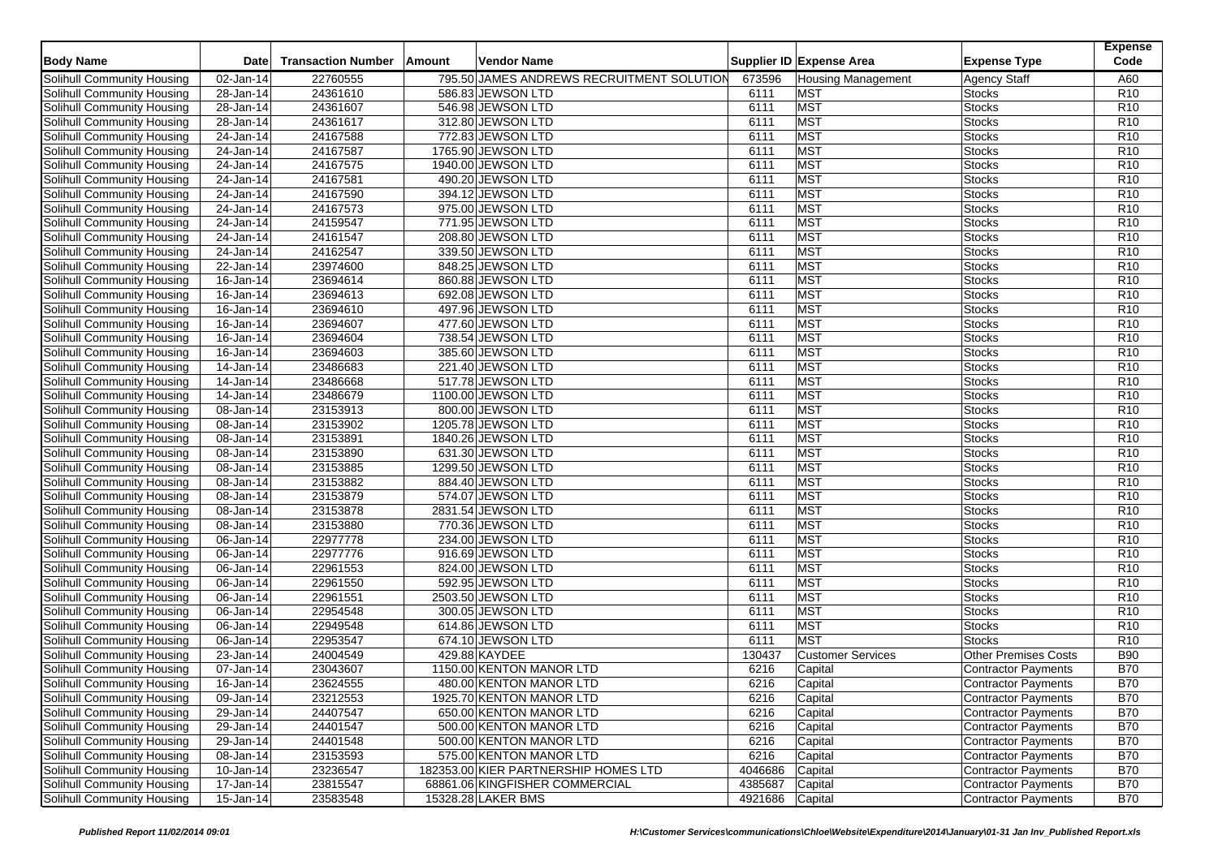| Body Name | Date | Transaction Number | Amount | Vendor Name | Supplier ID | Expense Area | Expense Type | Expense Code |
|---|---|---|---|---|---|---|---|---|
| Solihull Community Housing | 02-Jan-14 | 22760555 | 795.50 | JAMES ANDREWS RECRUITMENT SOLUTION | 673596 | Housing Management | Agency Staff | A60 |
| Solihull Community Housing | 28-Jan-14 | 24361610 | 586.83 | JEWSON LTD | 6111 | MST | Stocks | R10 |
| Solihull Community Housing | 28-Jan-14 | 24361607 | 546.98 | JEWSON LTD | 6111 | MST | Stocks | R10 |
| Solihull Community Housing | 28-Jan-14 | 24361617 | 312.80 | JEWSON LTD | 6111 | MST | Stocks | R10 |
| Solihull Community Housing | 24-Jan-14 | 24167588 | 772.83 | JEWSON LTD | 6111 | MST | Stocks | R10 |
| Solihull Community Housing | 24-Jan-14 | 24167587 | 1765.90 | JEWSON LTD | 6111 | MST | Stocks | R10 |
| Solihull Community Housing | 24-Jan-14 | 24167575 | 1940.00 | JEWSON LTD | 6111 | MST | Stocks | R10 |
| Solihull Community Housing | 24-Jan-14 | 24167581 | 490.20 | JEWSON LTD | 6111 | MST | Stocks | R10 |
| Solihull Community Housing | 24-Jan-14 | 24167590 | 394.12 | JEWSON LTD | 6111 | MST | Stocks | R10 |
| Solihull Community Housing | 24-Jan-14 | 24167573 | 975.00 | JEWSON LTD | 6111 | MST | Stocks | R10 |
| Solihull Community Housing | 24-Jan-14 | 24159547 | 771.95 | JEWSON LTD | 6111 | MST | Stocks | R10 |
| Solihull Community Housing | 24-Jan-14 | 24161547 | 208.80 | JEWSON LTD | 6111 | MST | Stocks | R10 |
| Solihull Community Housing | 24-Jan-14 | 24162547 | 339.50 | JEWSON LTD | 6111 | MST | Stocks | R10 |
| Solihull Community Housing | 22-Jan-14 | 23974600 | 848.25 | JEWSON LTD | 6111 | MST | Stocks | R10 |
| Solihull Community Housing | 16-Jan-14 | 23694614 | 860.88 | JEWSON LTD | 6111 | MST | Stocks | R10 |
| Solihull Community Housing | 16-Jan-14 | 23694613 | 692.08 | JEWSON LTD | 6111 | MST | Stocks | R10 |
| Solihull Community Housing | 16-Jan-14 | 23694610 | 497.96 | JEWSON LTD | 6111 | MST | Stocks | R10 |
| Solihull Community Housing | 16-Jan-14 | 23694607 | 477.60 | JEWSON LTD | 6111 | MST | Stocks | R10 |
| Solihull Community Housing | 16-Jan-14 | 23694604 | 738.54 | JEWSON LTD | 6111 | MST | Stocks | R10 |
| Solihull Community Housing | 16-Jan-14 | 23694603 | 385.60 | JEWSON LTD | 6111 | MST | Stocks | R10 |
| Solihull Community Housing | 14-Jan-14 | 23486683 | 221.40 | JEWSON LTD | 6111 | MST | Stocks | R10 |
| Solihull Community Housing | 14-Jan-14 | 23486668 | 517.78 | JEWSON LTD | 6111 | MST | Stocks | R10 |
| Solihull Community Housing | 14-Jan-14 | 23486679 | 1100.00 | JEWSON LTD | 6111 | MST | Stocks | R10 |
| Solihull Community Housing | 08-Jan-14 | 23153913 | 800.00 | JEWSON LTD | 6111 | MST | Stocks | R10 |
| Solihull Community Housing | 08-Jan-14 | 23153902 | 1205.78 | JEWSON LTD | 6111 | MST | Stocks | R10 |
| Solihull Community Housing | 08-Jan-14 | 23153891 | 1840.26 | JEWSON LTD | 6111 | MST | Stocks | R10 |
| Solihull Community Housing | 08-Jan-14 | 23153890 | 631.30 | JEWSON LTD | 6111 | MST | Stocks | R10 |
| Solihull Community Housing | 08-Jan-14 | 23153885 | 1299.50 | JEWSON LTD | 6111 | MST | Stocks | R10 |
| Solihull Community Housing | 08-Jan-14 | 23153882 | 884.40 | JEWSON LTD | 6111 | MST | Stocks | R10 |
| Solihull Community Housing | 08-Jan-14 | 23153879 | 574.07 | JEWSON LTD | 6111 | MST | Stocks | R10 |
| Solihull Community Housing | 08-Jan-14 | 23153878 | 2831.54 | JEWSON LTD | 6111 | MST | Stocks | R10 |
| Solihull Community Housing | 08-Jan-14 | 23153880 | 770.36 | JEWSON LTD | 6111 | MST | Stocks | R10 |
| Solihull Community Housing | 06-Jan-14 | 22977778 | 234.00 | JEWSON LTD | 6111 | MST | Stocks | R10 |
| Solihull Community Housing | 06-Jan-14 | 22977776 | 916.69 | JEWSON LTD | 6111 | MST | Stocks | R10 |
| Solihull Community Housing | 06-Jan-14 | 22961553 | 824.00 | JEWSON LTD | 6111 | MST | Stocks | R10 |
| Solihull Community Housing | 06-Jan-14 | 22961550 | 592.95 | JEWSON LTD | 6111 | MST | Stocks | R10 |
| Solihull Community Housing | 06-Jan-14 | 22961551 | 2503.50 | JEWSON LTD | 6111 | MST | Stocks | R10 |
| Solihull Community Housing | 06-Jan-14 | 22954548 | 300.05 | JEWSON LTD | 6111 | MST | Stocks | R10 |
| Solihull Community Housing | 06-Jan-14 | 22949548 | 614.86 | JEWSON LTD | 6111 | MST | Stocks | R10 |
| Solihull Community Housing | 06-Jan-14 | 22953547 | 674.10 | JEWSON LTD | 6111 | MST | Stocks | R10 |
| Solihull Community Housing | 23-Jan-14 | 24004549 | 429.88 | KAYDEE | 130437 | Customer Services | Other Premises Costs | B90 |
| Solihull Community Housing | 07-Jan-14 | 23043607 | 1150.00 | KENTON MANOR LTD | 6216 | Capital | Contractor Payments | B70 |
| Solihull Community Housing | 16-Jan-14 | 23624555 | 480.00 | KENTON MANOR LTD | 6216 | Capital | Contractor Payments | B70 |
| Solihull Community Housing | 09-Jan-14 | 23212553 | 1925.70 | KENTON MANOR LTD | 6216 | Capital | Contractor Payments | B70 |
| Solihull Community Housing | 29-Jan-14 | 24407547 | 650.00 | KENTON MANOR LTD | 6216 | Capital | Contractor Payments | B70 |
| Solihull Community Housing | 29-Jan-14 | 24401547 | 500.00 | KENTON MANOR LTD | 6216 | Capital | Contractor Payments | B70 |
| Solihull Community Housing | 29-Jan-14 | 24401548 | 500.00 | KENTON MANOR LTD | 6216 | Capital | Contractor Payments | B70 |
| Solihull Community Housing | 08-Jan-14 | 23153593 | 575.00 | KENTON MANOR LTD | 6216 | Capital | Contractor Payments | B70 |
| Solihull Community Housing | 10-Jan-14 | 23236547 | 182353.00 | KIER PARTNERSHIP HOMES LTD | 4046686 | Capital | Contractor Payments | B70 |
| Solihull Community Housing | 17-Jan-14 | 23815547 | 68861.06 | KINGFISHER COMMERCIAL | 4385687 | Capital | Contractor Payments | B70 |
| Solihull Community Housing | 15-Jan-14 | 23583548 | 15328.28 | LAKER BMS | 4921686 | Capital | Contractor Payments | B70 |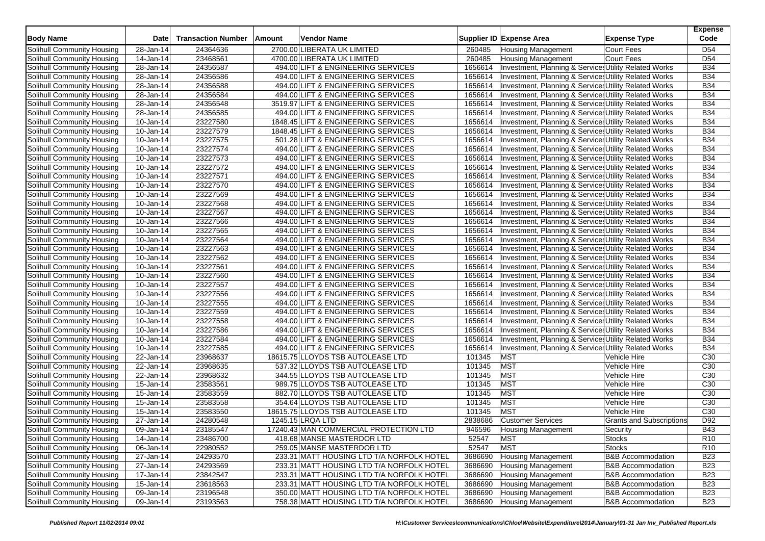| Body Name | Date | Transaction Number | Amount | Vendor Name | Supplier ID | Expense Area | Expense Type | Expense Code |
|---|---|---|---|---|---|---|---|---|
| Solihull Community Housing | 28-Jan-14 | 24364636 | 2700.00 | LIBERATA UK LIMITED | 260485 | Housing Management | Court Fees | D54 |
| Solihull Community Housing | 14-Jan-14 | 23468561 | 4700.00 | LIBERATA UK LIMITED | 260485 | Housing Management | Court Fees | D54 |
| Solihull Community Housing | 28-Jan-14 | 24356587 | 494.00 | LIFT & ENGINEERING SERVICES | 1656614 | Investment, Planning & Services | Utility Related Works | B34 |
| Solihull Community Housing | 28-Jan-14 | 24356586 | 494.00 | LIFT & ENGINEERING SERVICES | 1656614 | Investment, Planning & Services | Utility Related Works | B34 |
| Solihull Community Housing | 28-Jan-14 | 24356588 | 494.00 | LIFT & ENGINEERING SERVICES | 1656614 | Investment, Planning & Services | Utility Related Works | B34 |
| Solihull Community Housing | 28-Jan-14 | 24356584 | 494.00 | LIFT & ENGINEERING SERVICES | 1656614 | Investment, Planning & Services | Utility Related Works | B34 |
| Solihull Community Housing | 28-Jan-14 | 24356548 | 3519.97 | LIFT & ENGINEERING SERVICES | 1656614 | Investment, Planning & Services | Utility Related Works | B34 |
| Solihull Community Housing | 28-Jan-14 | 24356585 | 494.00 | LIFT & ENGINEERING SERVICES | 1656614 | Investment, Planning & Services | Utility Related Works | B34 |
| Solihull Community Housing | 10-Jan-14 | 23227580 | 1848.45 | LIFT & ENGINEERING SERVICES | 1656614 | Investment, Planning & Services | Utility Related Works | B34 |
| Solihull Community Housing | 10-Jan-14 | 23227579 | 1848.45 | LIFT & ENGINEERING SERVICES | 1656614 | Investment, Planning & Services | Utility Related Works | B34 |
| Solihull Community Housing | 10-Jan-14 | 23227575 | 501.28 | LIFT & ENGINEERING SERVICES | 1656614 | Investment, Planning & Services | Utility Related Works | B34 |
| Solihull Community Housing | 10-Jan-14 | 23227574 | 494.00 | LIFT & ENGINEERING SERVICES | 1656614 | Investment, Planning & Services | Utility Related Works | B34 |
| Solihull Community Housing | 10-Jan-14 | 23227573 | 494.00 | LIFT & ENGINEERING SERVICES | 1656614 | Investment, Planning & Services | Utility Related Works | B34 |
| Solihull Community Housing | 10-Jan-14 | 23227572 | 494.00 | LIFT & ENGINEERING SERVICES | 1656614 | Investment, Planning & Services | Utility Related Works | B34 |
| Solihull Community Housing | 10-Jan-14 | 23227571 | 494.00 | LIFT & ENGINEERING SERVICES | 1656614 | Investment, Planning & Services | Utility Related Works | B34 |
| Solihull Community Housing | 10-Jan-14 | 23227570 | 494.00 | LIFT & ENGINEERING SERVICES | 1656614 | Investment, Planning & Services | Utility Related Works | B34 |
| Solihull Community Housing | 10-Jan-14 | 23227569 | 494.00 | LIFT & ENGINEERING SERVICES | 1656614 | Investment, Planning & Services | Utility Related Works | B34 |
| Solihull Community Housing | 10-Jan-14 | 23227568 | 494.00 | LIFT & ENGINEERING SERVICES | 1656614 | Investment, Planning & Services | Utility Related Works | B34 |
| Solihull Community Housing | 10-Jan-14 | 23227567 | 494.00 | LIFT & ENGINEERING SERVICES | 1656614 | Investment, Planning & Services | Utility Related Works | B34 |
| Solihull Community Housing | 10-Jan-14 | 23227566 | 494.00 | LIFT & ENGINEERING SERVICES | 1656614 | Investment, Planning & Services | Utility Related Works | B34 |
| Solihull Community Housing | 10-Jan-14 | 23227565 | 494.00 | LIFT & ENGINEERING SERVICES | 1656614 | Investment, Planning & Services | Utility Related Works | B34 |
| Solihull Community Housing | 10-Jan-14 | 23227564 | 494.00 | LIFT & ENGINEERING SERVICES | 1656614 | Investment, Planning & Services | Utility Related Works | B34 |
| Solihull Community Housing | 10-Jan-14 | 23227563 | 494.00 | LIFT & ENGINEERING SERVICES | 1656614 | Investment, Planning & Services | Utility Related Works | B34 |
| Solihull Community Housing | 10-Jan-14 | 23227562 | 494.00 | LIFT & ENGINEERING SERVICES | 1656614 | Investment, Planning & Services | Utility Related Works | B34 |
| Solihull Community Housing | 10-Jan-14 | 23227561 | 494.00 | LIFT & ENGINEERING SERVICES | 1656614 | Investment, Planning & Services | Utility Related Works | B34 |
| Solihull Community Housing | 10-Jan-14 | 23227560 | 494.00 | LIFT & ENGINEERING SERVICES | 1656614 | Investment, Planning & Services | Utility Related Works | B34 |
| Solihull Community Housing | 10-Jan-14 | 23227557 | 494.00 | LIFT & ENGINEERING SERVICES | 1656614 | Investment, Planning & Services | Utility Related Works | B34 |
| Solihull Community Housing | 10-Jan-14 | 23227556 | 494.00 | LIFT & ENGINEERING SERVICES | 1656614 | Investment, Planning & Services | Utility Related Works | B34 |
| Solihull Community Housing | 10-Jan-14 | 23227555 | 494.00 | LIFT & ENGINEERING SERVICES | 1656614 | Investment, Planning & Services | Utility Related Works | B34 |
| Solihull Community Housing | 10-Jan-14 | 23227559 | 494.00 | LIFT & ENGINEERING SERVICES | 1656614 | Investment, Planning & Services | Utility Related Works | B34 |
| Solihull Community Housing | 10-Jan-14 | 23227558 | 494.00 | LIFT & ENGINEERING SERVICES | 1656614 | Investment, Planning & Services | Utility Related Works | B34 |
| Solihull Community Housing | 10-Jan-14 | 23227586 | 494.00 | LIFT & ENGINEERING SERVICES | 1656614 | Investment, Planning & Services | Utility Related Works | B34 |
| Solihull Community Housing | 10-Jan-14 | 23227584 | 494.00 | LIFT & ENGINEERING SERVICES | 1656614 | Investment, Planning & Services | Utility Related Works | B34 |
| Solihull Community Housing | 10-Jan-14 | 23227585 | 494.00 | LIFT & ENGINEERING SERVICES | 1656614 | Investment, Planning & Services | Utility Related Works | B34 |
| Solihull Community Housing | 22-Jan-14 | 23968637 | 18615.75 | LLOYDS TSB AUTOLEASE LTD | 101345 | MST | Vehicle Hire | C30 |
| Solihull Community Housing | 22-Jan-14 | 23968635 | 537.32 | LLOYDS TSB AUTOLEASE LTD | 101345 | MST | Vehicle Hire | C30 |
| Solihull Community Housing | 22-Jan-14 | 23968632 | 344.55 | LLOYDS TSB AUTOLEASE LTD | 101345 | MST | Vehicle Hire | C30 |
| Solihull Community Housing | 15-Jan-14 | 23583561 | 989.75 | LLOYDS TSB AUTOLEASE LTD | 101345 | MST | Vehicle Hire | C30 |
| Solihull Community Housing | 15-Jan-14 | 23583559 | 882.70 | LLOYDS TSB AUTOLEASE LTD | 101345 | MST | Vehicle Hire | C30 |
| Solihull Community Housing | 15-Jan-14 | 23583558 | 354.64 | LLOYDS TSB AUTOLEASE LTD | 101345 | MST | Vehicle Hire | C30 |
| Solihull Community Housing | 15-Jan-14 | 23583550 | 18615.75 | LLOYDS TSB AUTOLEASE LTD | 101345 | MST | Vehicle Hire | C30 |
| Solihull Community Housing | 27-Jan-14 | 24280548 | 1245.15 | LRQA LTD | 2838686 | Customer Services | Grants and Subscriptions | D92 |
| Solihull Community Housing | 09-Jan-14 | 23185547 | 17240.43 | MAN COMMERCIAL PROTECTION LTD | 946596 | Housing Management | Security | B43 |
| Solihull Community Housing | 14-Jan-14 | 23486700 | 418.68 | MANSE MASTERDOR LTD | 52547 | MST | Stocks | R10 |
| Solihull Community Housing | 06-Jan-14 | 22980552 | 259.05 | MANSE MASTERDOR LTD | 52547 | MST | Stocks | R10 |
| Solihull Community Housing | 27-Jan-14 | 24293570 | 233.31 | MATT HOUSING LTD T/A NORFOLK HOTEL | 3686690 | Housing Management | B&B Accommodation | B23 |
| Solihull Community Housing | 27-Jan-14 | 24293569 | 233.31 | MATT HOUSING LTD T/A NORFOLK HOTEL | 3686690 | Housing Management | B&B Accommodation | B23 |
| Solihull Community Housing | 17-Jan-14 | 23842547 | 233.31 | MATT HOUSING LTD T/A NORFOLK HOTEL | 3686690 | Housing Management | B&B Accommodation | B23 |
| Solihull Community Housing | 15-Jan-14 | 23618563 | 233.31 | MATT HOUSING LTD T/A NORFOLK HOTEL | 3686690 | Housing Management | B&B Accommodation | B23 |
| Solihull Community Housing | 09-Jan-14 | 23196548 | 350.00 | MATT HOUSING LTD T/A NORFOLK HOTEL | 3686690 | Housing Management | B&B Accommodation | B23 |
| Solihull Community Housing | 09-Jan-14 | 23193563 | 758.38 | MATT HOUSING LTD T/A NORFOLK HOTEL | 3686690 | Housing Management | B&B Accommodation | B23 |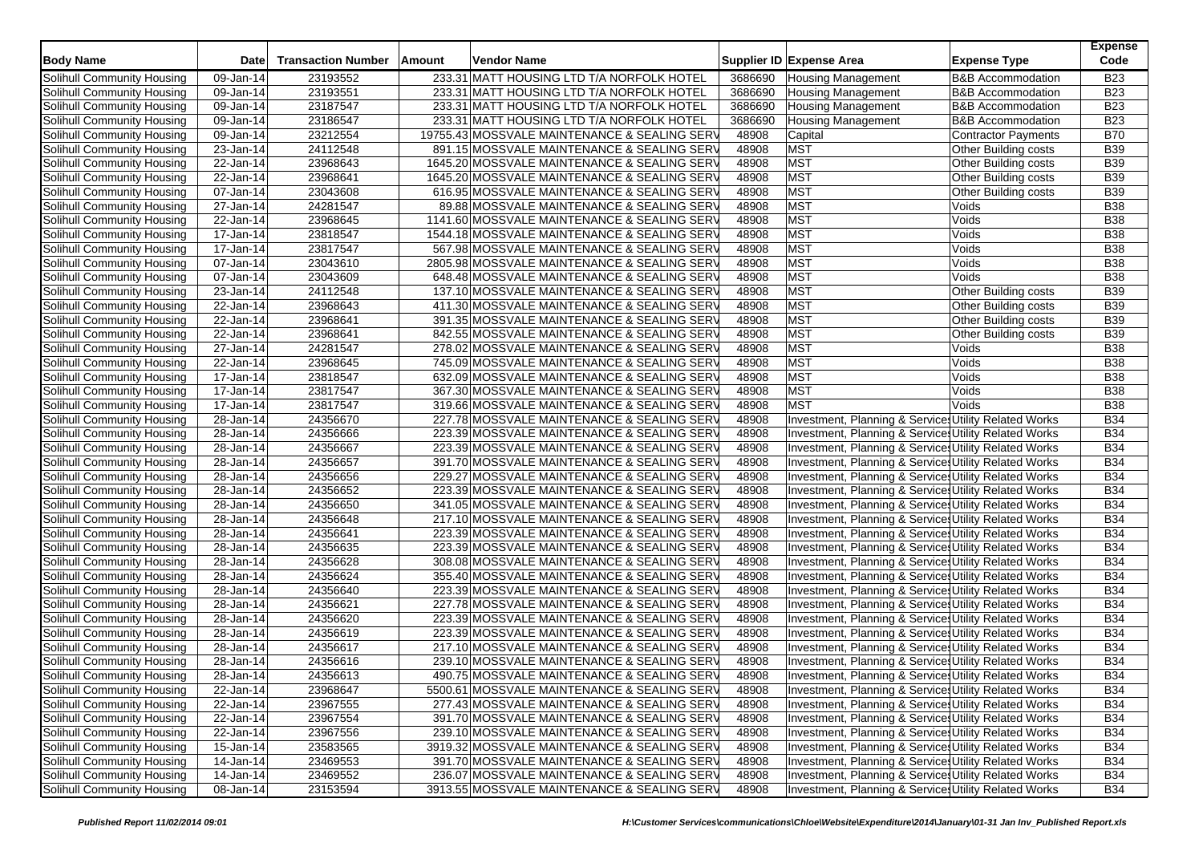| Body Name | Date | Transaction Number | Amount | Vendor Name | Supplier ID | Expense Area | Expense Type | Expense Code |
|---|---|---|---|---|---|---|---|---|
| Solihull Community Housing | 09-Jan-14 | 23193552 | 233.31 | MATT HOUSING LTD T/A NORFOLK HOTEL | 3686690 | Housing Management | B&B Accommodation | B23 |
| Solihull Community Housing | 09-Jan-14 | 23193551 | 233.31 | MATT HOUSING LTD T/A NORFOLK HOTEL | 3686690 | Housing Management | B&B Accommodation | B23 |
| Solihull Community Housing | 09-Jan-14 | 23187547 | 233.31 | MATT HOUSING LTD T/A NORFOLK HOTEL | 3686690 | Housing Management | B&B Accommodation | B23 |
| Solihull Community Housing | 09-Jan-14 | 23186547 | 233.31 | MATT HOUSING LTD T/A NORFOLK HOTEL | 3686690 | Housing Management | B&B Accommodation | B23 |
| Solihull Community Housing | 09-Jan-14 | 23212554 | 19755.43 | MOSSVALE MAINTENANCE & SEALING SERV | 48908 | Capital | Contractor Payments | B70 |
| Solihull Community Housing | 23-Jan-14 | 24112548 | 891.15 | MOSSVALE MAINTENANCE & SEALING SERV | 48908 | MST | Other Building costs | B39 |
| Solihull Community Housing | 22-Jan-14 | 23968643 | 1645.20 | MOSSVALE MAINTENANCE & SEALING SERV | 48908 | MST | Other Building costs | B39 |
| Solihull Community Housing | 22-Jan-14 | 23968641 | 1645.20 | MOSSVALE MAINTENANCE & SEALING SERV | 48908 | MST | Other Building costs | B39 |
| Solihull Community Housing | 07-Jan-14 | 23043608 | 616.95 | MOSSVALE MAINTENANCE & SEALING SERV | 48908 | MST | Other Building costs | B39 |
| Solihull Community Housing | 27-Jan-14 | 24281547 | 89.88 | MOSSVALE MAINTENANCE & SEALING SERV | 48908 | MST | Voids | B38 |
| Solihull Community Housing | 22-Jan-14 | 23968645 | 1141.60 | MOSSVALE MAINTENANCE & SEALING SERV | 48908 | MST | Voids | B38 |
| Solihull Community Housing | 17-Jan-14 | 23818547 | 1544.18 | MOSSVALE MAINTENANCE & SEALING SERV | 48908 | MST | Voids | B38 |
| Solihull Community Housing | 17-Jan-14 | 23817547 | 567.98 | MOSSVALE MAINTENANCE & SEALING SERV | 48908 | MST | Voids | B38 |
| Solihull Community Housing | 07-Jan-14 | 23043610 | 2805.98 | MOSSVALE MAINTENANCE & SEALING SERV | 48908 | MST | Voids | B38 |
| Solihull Community Housing | 07-Jan-14 | 23043609 | 648.48 | MOSSVALE MAINTENANCE & SEALING SERV | 48908 | MST | Voids | B38 |
| Solihull Community Housing | 23-Jan-14 | 24112548 | 137.10 | MOSSVALE MAINTENANCE & SEALING SERV | 48908 | MST | Other Building costs | B39 |
| Solihull Community Housing | 22-Jan-14 | 23968643 | 411.30 | MOSSVALE MAINTENANCE & SEALING SERV | 48908 | MST | Other Building costs | B39 |
| Solihull Community Housing | 22-Jan-14 | 23968641 | 391.35 | MOSSVALE MAINTENANCE & SEALING SERV | 48908 | MST | Other Building costs | B39 |
| Solihull Community Housing | 22-Jan-14 | 23968641 | 842.55 | MOSSVALE MAINTENANCE & SEALING SERV | 48908 | MST | Other Building costs | B39 |
| Solihull Community Housing | 27-Jan-14 | 24281547 | 278.02 | MOSSVALE MAINTENANCE & SEALING SERV | 48908 | MST | Voids | B38 |
| Solihull Community Housing | 22-Jan-14 | 23968645 | 745.09 | MOSSVALE MAINTENANCE & SEALING SERV | 48908 | MST | Voids | B38 |
| Solihull Community Housing | 17-Jan-14 | 23818547 | 632.09 | MOSSVALE MAINTENANCE & SEALING SERV | 48908 | MST | Voids | B38 |
| Solihull Community Housing | 17-Jan-14 | 23817547 | 367.30 | MOSSVALE MAINTENANCE & SEALING SERV | 48908 | MST | Voids | B38 |
| Solihull Community Housing | 17-Jan-14 | 23817547 | 319.66 | MOSSVALE MAINTENANCE & SEALING SERV | 48908 | MST | Voids | B38 |
| Solihull Community Housing | 28-Jan-14 | 24356670 | 227.78 | MOSSVALE MAINTENANCE & SEALING SERV | 48908 | Investment, Planning & Services | Utility Related Works | B34 |
| Solihull Community Housing | 28-Jan-14 | 24356666 | 223.39 | MOSSVALE MAINTENANCE & SEALING SERV | 48908 | Investment, Planning & Services | Utility Related Works | B34 |
| Solihull Community Housing | 28-Jan-14 | 24356667 | 223.39 | MOSSVALE MAINTENANCE & SEALING SERV | 48908 | Investment, Planning & Services | Utility Related Works | B34 |
| Solihull Community Housing | 28-Jan-14 | 24356657 | 391.70 | MOSSVALE MAINTENANCE & SEALING SERV | 48908 | Investment, Planning & Services | Utility Related Works | B34 |
| Solihull Community Housing | 28-Jan-14 | 24356656 | 229.27 | MOSSVALE MAINTENANCE & SEALING SERV | 48908 | Investment, Planning & Services | Utility Related Works | B34 |
| Solihull Community Housing | 28-Jan-14 | 24356652 | 223.39 | MOSSVALE MAINTENANCE & SEALING SERV | 48908 | Investment, Planning & Services | Utility Related Works | B34 |
| Solihull Community Housing | 28-Jan-14 | 24356650 | 341.05 | MOSSVALE MAINTENANCE & SEALING SERV | 48908 | Investment, Planning & Services | Utility Related Works | B34 |
| Solihull Community Housing | 28-Jan-14 | 24356648 | 217.10 | MOSSVALE MAINTENANCE & SEALING SERV | 48908 | Investment, Planning & Services | Utility Related Works | B34 |
| Solihull Community Housing | 28-Jan-14 | 24356641 | 223.39 | MOSSVALE MAINTENANCE & SEALING SERV | 48908 | Investment, Planning & Services | Utility Related Works | B34 |
| Solihull Community Housing | 28-Jan-14 | 24356635 | 223.39 | MOSSVALE MAINTENANCE & SEALING SERV | 48908 | Investment, Planning & Services | Utility Related Works | B34 |
| Solihull Community Housing | 28-Jan-14 | 24356628 | 308.08 | MOSSVALE MAINTENANCE & SEALING SERV | 48908 | Investment, Planning & Services | Utility Related Works | B34 |
| Solihull Community Housing | 28-Jan-14 | 24356624 | 355.40 | MOSSVALE MAINTENANCE & SEALING SERV | 48908 | Investment, Planning & Services | Utility Related Works | B34 |
| Solihull Community Housing | 28-Jan-14 | 24356640 | 223.39 | MOSSVALE MAINTENANCE & SEALING SERV | 48908 | Investment, Planning & Services | Utility Related Works | B34 |
| Solihull Community Housing | 28-Jan-14 | 24356621 | 227.78 | MOSSVALE MAINTENANCE & SEALING SERV | 48908 | Investment, Planning & Services | Utility Related Works | B34 |
| Solihull Community Housing | 28-Jan-14 | 24356620 | 223.39 | MOSSVALE MAINTENANCE & SEALING SERV | 48908 | Investment, Planning & Services | Utility Related Works | B34 |
| Solihull Community Housing | 28-Jan-14 | 24356619 | 223.39 | MOSSVALE MAINTENANCE & SEALING SERV | 48908 | Investment, Planning & Services | Utility Related Works | B34 |
| Solihull Community Housing | 28-Jan-14 | 24356617 | 217.10 | MOSSVALE MAINTENANCE & SEALING SERV | 48908 | Investment, Planning & Services | Utility Related Works | B34 |
| Solihull Community Housing | 28-Jan-14 | 24356616 | 239.10 | MOSSVALE MAINTENANCE & SEALING SERV | 48908 | Investment, Planning & Services | Utility Related Works | B34 |
| Solihull Community Housing | 28-Jan-14 | 24356613 | 490.75 | MOSSVALE MAINTENANCE & SEALING SERV | 48908 | Investment, Planning & Services | Utility Related Works | B34 |
| Solihull Community Housing | 22-Jan-14 | 23968647 | 5500.61 | MOSSVALE MAINTENANCE & SEALING SERV | 48908 | Investment, Planning & Services | Utility Related Works | B34 |
| Solihull Community Housing | 22-Jan-14 | 23967555 | 277.43 | MOSSVALE MAINTENANCE & SEALING SERV | 48908 | Investment, Planning & Services | Utility Related Works | B34 |
| Solihull Community Housing | 22-Jan-14 | 23967554 | 391.70 | MOSSVALE MAINTENANCE & SEALING SERV | 48908 | Investment, Planning & Services | Utility Related Works | B34 |
| Solihull Community Housing | 22-Jan-14 | 23967556 | 239.10 | MOSSVALE MAINTENANCE & SEALING SERV | 48908 | Investment, Planning & Services | Utility Related Works | B34 |
| Solihull Community Housing | 15-Jan-14 | 23583565 | 3919.32 | MOSSVALE MAINTENANCE & SEALING SERV | 48908 | Investment, Planning & Services | Utility Related Works | B34 |
| Solihull Community Housing | 14-Jan-14 | 23469553 | 391.70 | MOSSVALE MAINTENANCE & SEALING SERV | 48908 | Investment, Planning & Services | Utility Related Works | B34 |
| Solihull Community Housing | 14-Jan-14 | 23469552 | 236.07 | MOSSVALE MAINTENANCE & SEALING SERV | 48908 | Investment, Planning & Services | Utility Related Works | B34 |
| Solihull Community Housing | 08-Jan-14 | 23153594 | 3913.55 | MOSSVALE MAINTENANCE & SEALING SERV | 48908 | Investment, Planning & Services | Utility Related Works | B34 |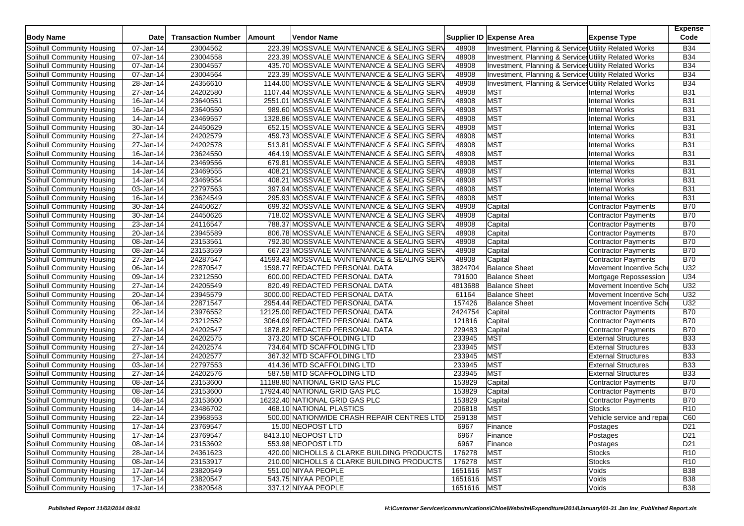| Body Name | Date | Transaction Number | Amount | Vendor Name | Supplier ID | Expense Area | Expense Type | Expense Code |
|---|---|---|---|---|---|---|---|---|
| Solihull Community Housing | 07-Jan-14 | 23004562 | 223.39 | MOSSVALE MAINTENANCE & SEALING SERV | 48908 | Investment, Planning & Services | Utility Related Works | B34 |
| Solihull Community Housing | 07-Jan-14 | 23004558 | 223.39 | MOSSVALE MAINTENANCE & SEALING SERV | 48908 | Investment, Planning & Services | Utility Related Works | B34 |
| Solihull Community Housing | 07-Jan-14 | 23004557 | 435.70 | MOSSVALE MAINTENANCE & SEALING SERV | 48908 | Investment, Planning & Services | Utility Related Works | B34 |
| Solihull Community Housing | 07-Jan-14 | 23004564 | 223.39 | MOSSVALE MAINTENANCE & SEALING SERV | 48908 | Investment, Planning & Services | Utility Related Works | B34 |
| Solihull Community Housing | 28-Jan-14 | 24356610 | 1144.00 | MOSSVALE MAINTENANCE & SEALING SERV | 48908 | Investment, Planning & Services | Utility Related Works | B34 |
| Solihull Community Housing | 27-Jan-14 | 24202580 | 1107.44 | MOSSVALE MAINTENANCE & SEALING SERV | 48908 | MST | Internal Works | B31 |
| Solihull Community Housing | 16-Jan-14 | 23640551 | 2551.01 | MOSSVALE MAINTENANCE & SEALING SERV | 48908 | MST | Internal Works | B31 |
| Solihull Community Housing | 16-Jan-14 | 23640550 | 989.60 | MOSSVALE MAINTENANCE & SEALING SERV | 48908 | MST | Internal Works | B31 |
| Solihull Community Housing | 14-Jan-14 | 23469557 | 1328.86 | MOSSVALE MAINTENANCE & SEALING SERV | 48908 | MST | Internal Works | B31 |
| Solihull Community Housing | 30-Jan-14 | 24450629 | 652.15 | MOSSVALE MAINTENANCE & SEALING SERV | 48908 | MST | Internal Works | B31 |
| Solihull Community Housing | 27-Jan-14 | 24202579 | 459.73 | MOSSVALE MAINTENANCE & SEALING SERV | 48908 | MST | Internal Works | B31 |
| Solihull Community Housing | 27-Jan-14 | 24202578 | 513.81 | MOSSVALE MAINTENANCE & SEALING SERV | 48908 | MST | Internal Works | B31 |
| Solihull Community Housing | 16-Jan-14 | 23624550 | 464.19 | MOSSVALE MAINTENANCE & SEALING SERV | 48908 | MST | Internal Works | B31 |
| Solihull Community Housing | 14-Jan-14 | 23469556 | 679.81 | MOSSVALE MAINTENANCE & SEALING SERV | 48908 | MST | Internal Works | B31 |
| Solihull Community Housing | 14-Jan-14 | 23469555 | 408.21 | MOSSVALE MAINTENANCE & SEALING SERV | 48908 | MST | Internal Works | B31 |
| Solihull Community Housing | 14-Jan-14 | 23469554 | 408.21 | MOSSVALE MAINTENANCE & SEALING SERV | 48908 | MST | Internal Works | B31 |
| Solihull Community Housing | 03-Jan-14 | 22797563 | 397.94 | MOSSVALE MAINTENANCE & SEALING SERV | 48908 | MST | Internal Works | B31 |
| Solihull Community Housing | 16-Jan-14 | 23624549 | 295.93 | MOSSVALE MAINTENANCE & SEALING SERV | 48908 | MST | Internal Works | B31 |
| Solihull Community Housing | 30-Jan-14 | 24450627 | 699.32 | MOSSVALE MAINTENANCE & SEALING SERV | 48908 | Capital | Contractor Payments | B70 |
| Solihull Community Housing | 30-Jan-14 | 24450626 | 718.02 | MOSSVALE MAINTENANCE & SEALING SERV | 48908 | Capital | Contractor Payments | B70 |
| Solihull Community Housing | 23-Jan-14 | 24116547 | 788.37 | MOSSVALE MAINTENANCE & SEALING SERV | 48908 | Capital | Contractor Payments | B70 |
| Solihull Community Housing | 20-Jan-14 | 23945589 | 806.78 | MOSSVALE MAINTENANCE & SEALING SERV | 48908 | Capital | Contractor Payments | B70 |
| Solihull Community Housing | 08-Jan-14 | 23153561 | 792.30 | MOSSVALE MAINTENANCE & SEALING SERV | 48908 | Capital | Contractor Payments | B70 |
| Solihull Community Housing | 08-Jan-14 | 23153559 | 667.23 | MOSSVALE MAINTENANCE & SEALING SERV | 48908 | Capital | Contractor Payments | B70 |
| Solihull Community Housing | 27-Jan-14 | 24287547 | 41593.43 | MOSSVALE MAINTENANCE & SEALING SERV | 48908 | Capital | Contractor Payments | B70 |
| Solihull Community Housing | 06-Jan-14 | 22870547 | 1598.77 | REDACTED PERSONAL DATA | 3824704 | Balance Sheet | Movement Incentive Sche | U32 |
| Solihull Community Housing | 09-Jan-14 | 23212550 | 600.00 | REDACTED PERSONAL DATA | 791600 | Balance Sheet | Mortgage Repossession | U34 |
| Solihull Community Housing | 27-Jan-14 | 24205549 | 820.49 | REDACTED PERSONAL DATA | 4813688 | Balance Sheet | Movement Incentive Sche | U32 |
| Solihull Community Housing | 20-Jan-14 | 23945579 | 3000.00 | REDACTED PERSONAL DATA | 61164 | Balance Sheet | Movement Incentive Sche | U32 |
| Solihull Community Housing | 06-Jan-14 | 22871547 | 2954.44 | REDACTED PERSONAL DATA | 157426 | Balance Sheet | Movement Incentive Sche | U32 |
| Solihull Community Housing | 22-Jan-14 | 23976552 | 12125.00 | REDACTED PERSONAL DATA | 2424754 | Capital | Contractor Payments | B70 |
| Solihull Community Housing | 09-Jan-14 | 23212552 | 3064.09 | REDACTED PERSONAL DATA | 121816 | Capital | Contractor Payments | B70 |
| Solihull Community Housing | 27-Jan-14 | 24202547 | 1878.82 | REDACTED PERSONAL DATA | 229483 | Capital | Contractor Payments | B70 |
| Solihull Community Housing | 27-Jan-14 | 24202575 | 373.20 | MTD SCAFFOLDING LTD | 233945 | MST | External Structures | B33 |
| Solihull Community Housing | 27-Jan-14 | 24202574 | 734.64 | MTD SCAFFOLDING LTD | 233945 | MST | External Structures | B33 |
| Solihull Community Housing | 27-Jan-14 | 24202577 | 367.32 | MTD SCAFFOLDING LTD | 233945 | MST | External Structures | B33 |
| Solihull Community Housing | 03-Jan-14 | 22797553 | 414.36 | MTD SCAFFOLDING LTD | 233945 | MST | External Structures | B33 |
| Solihull Community Housing | 27-Jan-14 | 24202576 | 587.58 | MTD SCAFFOLDING LTD | 233945 | MST | External Structures | B33 |
| Solihull Community Housing | 08-Jan-14 | 23153600 | 11188.80 | NATIONAL GRID GAS PLC | 153829 | Capital | Contractor Payments | B70 |
| Solihull Community Housing | 08-Jan-14 | 23153600 | 17924.40 | NATIONAL GRID GAS PLC | 153829 | Capital | Contractor Payments | B70 |
| Solihull Community Housing | 08-Jan-14 | 23153600 | 16232.40 | NATIONAL GRID GAS PLC | 153829 | Capital | Contractor Payments | B70 |
| Solihull Community Housing | 14-Jan-14 | 23486702 | 468.10 | NATIONAL PLASTICS | 206818 | MST | Stocks | R10 |
| Solihull Community Housing | 22-Jan-14 | 23968553 | 500.00 | NATIONWIDE CRASH REPAIR CENTRES LTD | 259138 | MST | Vehicle service and repai | C60 |
| Solihull Community Housing | 17-Jan-14 | 23769547 | 15.00 | NEOPOST LTD | 6967 | Finance | Postages | D21 |
| Solihull Community Housing | 17-Jan-14 | 23769547 | 8413.10 | NEOPOST LTD | 6967 | Finance | Postages | D21 |
| Solihull Community Housing | 08-Jan-14 | 23153602 | 553.98 | NEOPOST LTD | 6967 | Finance | Postages | D21 |
| Solihull Community Housing | 28-Jan-14 | 24361623 | 420.00 | NICHOLLS & CLARKE BUILDING PRODUCTS | 176278 | MST | Stocks | R10 |
| Solihull Community Housing | 08-Jan-14 | 23153917 | 210.00 | NICHOLLS & CLARKE BUILDING PRODUCTS | 176278 | MST | Stocks | R10 |
| Solihull Community Housing | 17-Jan-14 | 23820549 | 551.00 | NIYAA PEOPLE | 1651616 | MST | Voids | B38 |
| Solihull Community Housing | 17-Jan-14 | 23820547 | 543.75 | NIYAA PEOPLE | 1651616 | MST | Voids | B38 |
| Solihull Community Housing | 17-Jan-14 | 23820548 | 337.12 | NIYAA PEOPLE | 1651616 | MST | Voids | B38 |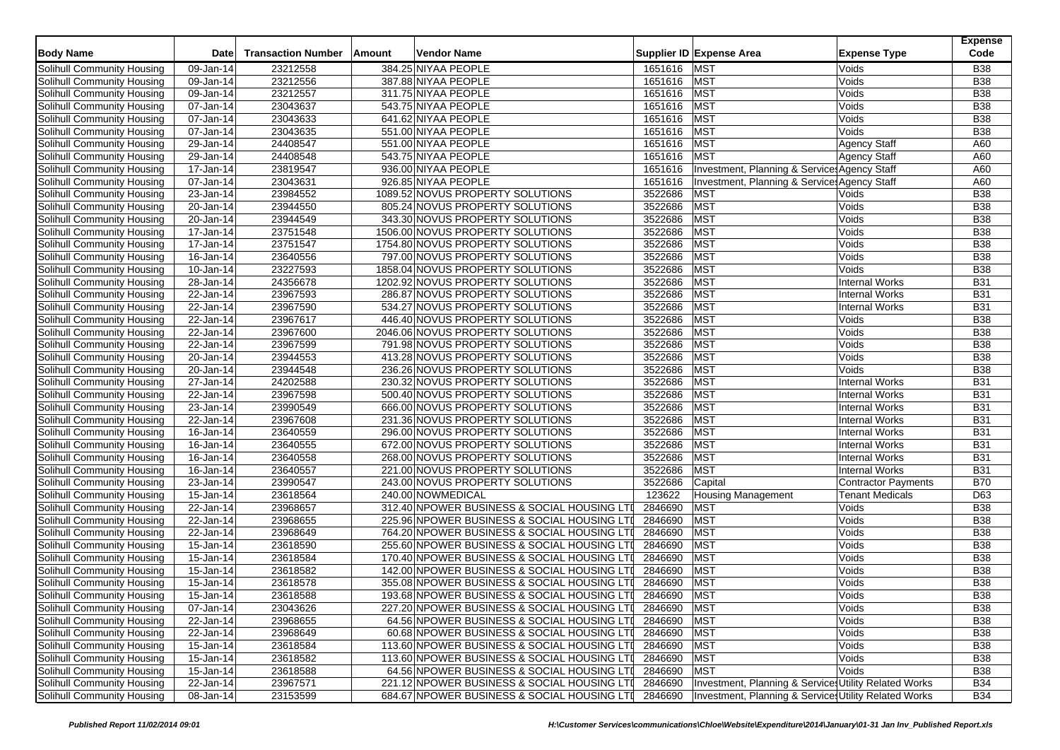| Body Name | Date | Transaction Number | Amount | Vendor Name | Supplier ID | Expense Area | Expense Type | Expense Code |
|---|---|---|---|---|---|---|---|---|
| Solihull Community Housing | 09-Jan-14 | 23212558 | 384.25 | NIYAA PEOPLE | 1651616 | MST | Voids | B38 |
| Solihull Community Housing | 09-Jan-14 | 23212556 | 387.88 | NIYAA PEOPLE | 1651616 | MST | Voids | B38 |
| Solihull Community Housing | 09-Jan-14 | 23212557 | 311.75 | NIYAA PEOPLE | 1651616 | MST | Voids | B38 |
| Solihull Community Housing | 07-Jan-14 | 23043637 | 543.75 | NIYAA PEOPLE | 1651616 | MST | Voids | B38 |
| Solihull Community Housing | 07-Jan-14 | 23043633 | 641.62 | NIYAA PEOPLE | 1651616 | MST | Voids | B38 |
| Solihull Community Housing | 07-Jan-14 | 23043635 | 551.00 | NIYAA PEOPLE | 1651616 | MST | Voids | B38 |
| Solihull Community Housing | 29-Jan-14 | 24408547 | 551.00 | NIYAA PEOPLE | 1651616 | MST | Agency Staff | A60 |
| Solihull Community Housing | 29-Jan-14 | 24408548 | 543.75 | NIYAA PEOPLE | 1651616 | MST | Agency Staff | A60 |
| Solihull Community Housing | 17-Jan-14 | 23819547 | 936.00 | NIYAA PEOPLE | 1651616 | Investment, Planning & Services | Agency Staff | A60 |
| Solihull Community Housing | 07-Jan-14 | 23043631 | 926.85 | NIYAA PEOPLE | 1651616 | Investment, Planning & Services | Agency Staff | A60 |
| Solihull Community Housing | 23-Jan-14 | 23984552 | 1089.52 | NOVUS PROPERTY SOLUTIONS | 3522686 | MST | Voids | B38 |
| Solihull Community Housing | 20-Jan-14 | 23944550 | 805.24 | NOVUS PROPERTY SOLUTIONS | 3522686 | MST | Voids | B38 |
| Solihull Community Housing | 20-Jan-14 | 23944549 | 343.30 | NOVUS PROPERTY SOLUTIONS | 3522686 | MST | Voids | B38 |
| Solihull Community Housing | 17-Jan-14 | 23751548 | 1506.00 | NOVUS PROPERTY SOLUTIONS | 3522686 | MST | Voids | B38 |
| Solihull Community Housing | 17-Jan-14 | 23751547 | 1754.80 | NOVUS PROPERTY SOLUTIONS | 3522686 | MST | Voids | B38 |
| Solihull Community Housing | 16-Jan-14 | 23640556 | 797.00 | NOVUS PROPERTY SOLUTIONS | 3522686 | MST | Voids | B38 |
| Solihull Community Housing | 10-Jan-14 | 23227593 | 1858.04 | NOVUS PROPERTY SOLUTIONS | 3522686 | MST | Voids | B38 |
| Solihull Community Housing | 28-Jan-14 | 24356678 | 1202.92 | NOVUS PROPERTY SOLUTIONS | 3522686 | MST | Internal Works | B31 |
| Solihull Community Housing | 22-Jan-14 | 23967593 | 286.87 | NOVUS PROPERTY SOLUTIONS | 3522686 | MST | Internal Works | B31 |
| Solihull Community Housing | 22-Jan-14 | 23967590 | 534.27 | NOVUS PROPERTY SOLUTIONS | 3522686 | MST | Internal Works | B31 |
| Solihull Community Housing | 22-Jan-14 | 23967617 | 446.40 | NOVUS PROPERTY SOLUTIONS | 3522686 | MST | Voids | B38 |
| Solihull Community Housing | 22-Jan-14 | 23967600 | 2046.06 | NOVUS PROPERTY SOLUTIONS | 3522686 | MST | Voids | B38 |
| Solihull Community Housing | 22-Jan-14 | 23967599 | 791.98 | NOVUS PROPERTY SOLUTIONS | 3522686 | MST | Voids | B38 |
| Solihull Community Housing | 20-Jan-14 | 23944553 | 413.28 | NOVUS PROPERTY SOLUTIONS | 3522686 | MST | Voids | B38 |
| Solihull Community Housing | 20-Jan-14 | 23944548 | 236.26 | NOVUS PROPERTY SOLUTIONS | 3522686 | MST | Voids | B38 |
| Solihull Community Housing | 27-Jan-14 | 24202588 | 230.32 | NOVUS PROPERTY SOLUTIONS | 3522686 | MST | Internal Works | B31 |
| Solihull Community Housing | 22-Jan-14 | 23967598 | 500.40 | NOVUS PROPERTY SOLUTIONS | 3522686 | MST | Internal Works | B31 |
| Solihull Community Housing | 23-Jan-14 | 23990549 | 666.00 | NOVUS PROPERTY SOLUTIONS | 3522686 | MST | Internal Works | B31 |
| Solihull Community Housing | 22-Jan-14 | 23967608 | 231.36 | NOVUS PROPERTY SOLUTIONS | 3522686 | MST | Internal Works | B31 |
| Solihull Community Housing | 16-Jan-14 | 23640559 | 296.00 | NOVUS PROPERTY SOLUTIONS | 3522686 | MST | Internal Works | B31 |
| Solihull Community Housing | 16-Jan-14 | 23640555 | 672.00 | NOVUS PROPERTY SOLUTIONS | 3522686 | MST | Internal Works | B31 |
| Solihull Community Housing | 16-Jan-14 | 23640558 | 268.00 | NOVUS PROPERTY SOLUTIONS | 3522686 | MST | Internal Works | B31 |
| Solihull Community Housing | 16-Jan-14 | 23640557 | 221.00 | NOVUS PROPERTY SOLUTIONS | 3522686 | MST | Internal Works | B31 |
| Solihull Community Housing | 23-Jan-14 | 23990547 | 243.00 | NOVUS PROPERTY SOLUTIONS | 3522686 | Capital | Contractor Payments | B70 |
| Solihull Community Housing | 15-Jan-14 | 23618564 | 240.00 | NOWMEDICAL | 123622 | Housing Management | Tenant Medicals | D63 |
| Solihull Community Housing | 22-Jan-14 | 23968657 | 312.40 | NPOWER BUSINESS & SOCIAL HOUSING LTD | 2846690 | MST | Voids | B38 |
| Solihull Community Housing | 22-Jan-14 | 23968655 | 225.96 | NPOWER BUSINESS & SOCIAL HOUSING LTD | 2846690 | MST | Voids | B38 |
| Solihull Community Housing | 22-Jan-14 | 23968649 | 764.20 | NPOWER BUSINESS & SOCIAL HOUSING LTD | 2846690 | MST | Voids | B38 |
| Solihull Community Housing | 15-Jan-14 | 23618590 | 255.60 | NPOWER BUSINESS & SOCIAL HOUSING LTD | 2846690 | MST | Voids | B38 |
| Solihull Community Housing | 15-Jan-14 | 23618584 | 170.40 | NPOWER BUSINESS & SOCIAL HOUSING LTD | 2846690 | MST | Voids | B38 |
| Solihull Community Housing | 15-Jan-14 | 23618582 | 142.00 | NPOWER BUSINESS & SOCIAL HOUSING LTD | 2846690 | MST | Voids | B38 |
| Solihull Community Housing | 15-Jan-14 | 23618578 | 355.08 | NPOWER BUSINESS & SOCIAL HOUSING LTD | 2846690 | MST | Voids | B38 |
| Solihull Community Housing | 15-Jan-14 | 23618588 | 193.68 | NPOWER BUSINESS & SOCIAL HOUSING LTD | 2846690 | MST | Voids | B38 |
| Solihull Community Housing | 07-Jan-14 | 23043626 | 227.20 | NPOWER BUSINESS & SOCIAL HOUSING LTD | 2846690 | MST | Voids | B38 |
| Solihull Community Housing | 22-Jan-14 | 23968655 | 64.56 | NPOWER BUSINESS & SOCIAL HOUSING LTD | 2846690 | MST | Voids | B38 |
| Solihull Community Housing | 22-Jan-14 | 23968649 | 60.68 | NPOWER BUSINESS & SOCIAL HOUSING LTD | 2846690 | MST | Voids | B38 |
| Solihull Community Housing | 15-Jan-14 | 23618584 | 113.60 | NPOWER BUSINESS & SOCIAL HOUSING LTD | 2846690 | MST | Voids | B38 |
| Solihull Community Housing | 15-Jan-14 | 23618582 | 113.60 | NPOWER BUSINESS & SOCIAL HOUSING LTD | 2846690 | MST | Voids | B38 |
| Solihull Community Housing | 15-Jan-14 | 23618588 | 64.56 | NPOWER BUSINESS & SOCIAL HOUSING LTD | 2846690 | MST | Voids | B38 |
| Solihull Community Housing | 22-Jan-14 | 23967571 | 221.12 | NPOWER BUSINESS & SOCIAL HOUSING LTD | 2846690 | Investment, Planning & Services | Utility Related Works | B34 |
| Solihull Community Housing | 08-Jan-14 | 23153599 | 684.67 | NPOWER BUSINESS & SOCIAL HOUSING LTD | 2846690 | Investment, Planning & Services | Utility Related Works | B34 |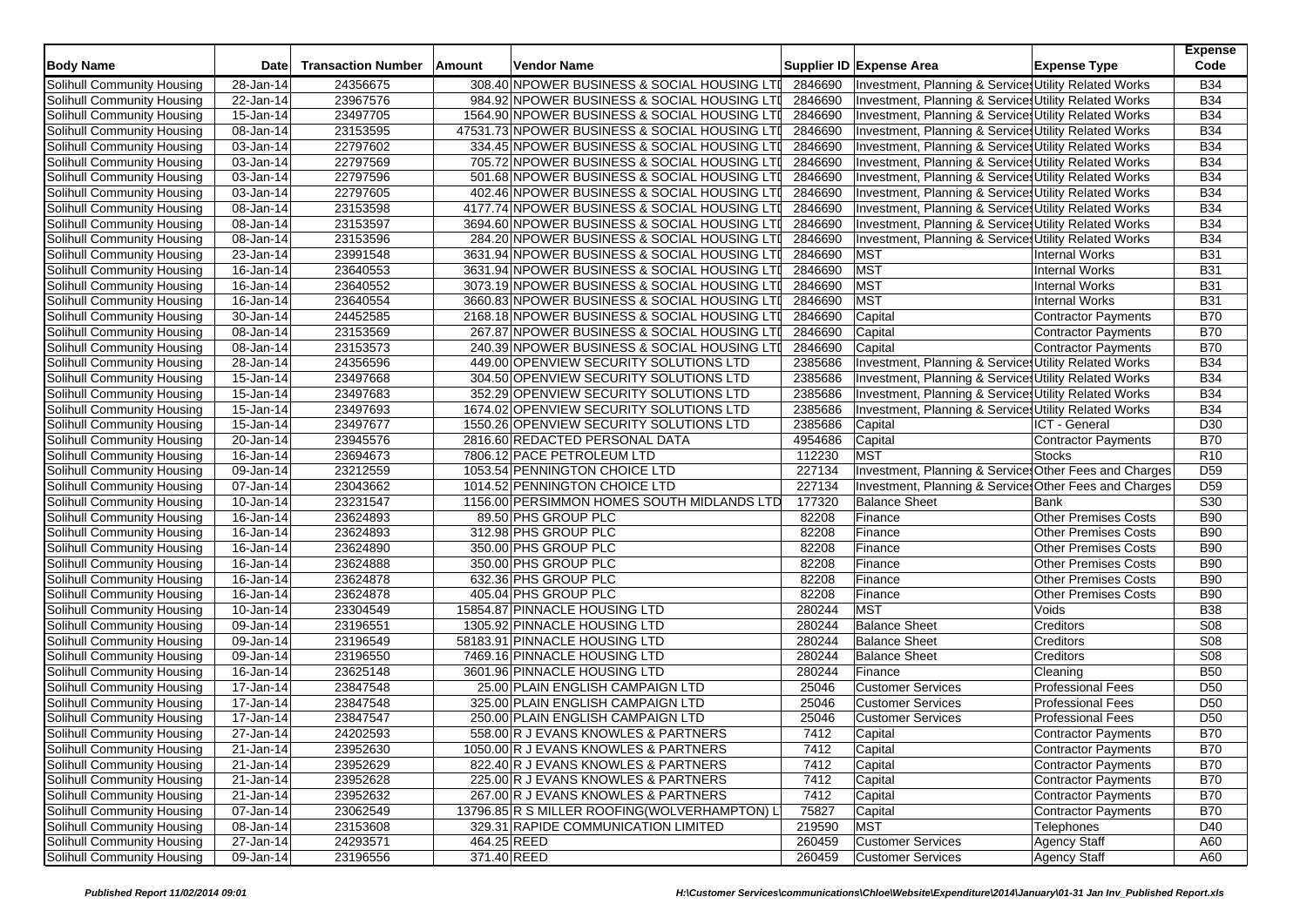| Body Name | Date | Transaction Number | Amount | Vendor Name | Supplier ID | Expense Area | Expense Type | Expense Code |
|---|---|---|---|---|---|---|---|---|
| Solihull Community Housing | 28-Jan-14 | 24356675 | 308.40 | NPOWER BUSINESS & SOCIAL HOUSING LTD | 2846690 | Investment, Planning & Services | Utility Related Works | B34 |
| Solihull Community Housing | 22-Jan-14 | 23967576 | 984.92 | NPOWER BUSINESS & SOCIAL HOUSING LTD | 2846690 | Investment, Planning & Services | Utility Related Works | B34 |
| Solihull Community Housing | 15-Jan-14 | 23497705 | 1564.90 | NPOWER BUSINESS & SOCIAL HOUSING LTD | 2846690 | Investment, Planning & Services | Utility Related Works | B34 |
| Solihull Community Housing | 08-Jan-14 | 23153595 | 47531.73 | NPOWER BUSINESS & SOCIAL HOUSING LTD | 2846690 | Investment, Planning & Services | Utility Related Works | B34 |
| Solihull Community Housing | 03-Jan-14 | 22797602 | 334.45 | NPOWER BUSINESS & SOCIAL HOUSING LTD | 2846690 | Investment, Planning & Services | Utility Related Works | B34 |
| Solihull Community Housing | 03-Jan-14 | 22797569 | 705.72 | NPOWER BUSINESS & SOCIAL HOUSING LTD | 2846690 | Investment, Planning & Services | Utility Related Works | B34 |
| Solihull Community Housing | 03-Jan-14 | 22797596 | 501.68 | NPOWER BUSINESS & SOCIAL HOUSING LTD | 2846690 | Investment, Planning & Services | Utility Related Works | B34 |
| Solihull Community Housing | 03-Jan-14 | 22797605 | 402.46 | NPOWER BUSINESS & SOCIAL HOUSING LTD | 2846690 | Investment, Planning & Services | Utility Related Works | B34 |
| Solihull Community Housing | 08-Jan-14 | 23153598 | 4177.74 | NPOWER BUSINESS & SOCIAL HOUSING LTD | 2846690 | Investment, Planning & Services | Utility Related Works | B34 |
| Solihull Community Housing | 08-Jan-14 | 23153597 | 3694.60 | NPOWER BUSINESS & SOCIAL HOUSING LTD | 2846690 | Investment, Planning & Services | Utility Related Works | B34 |
| Solihull Community Housing | 08-Jan-14 | 23153596 | 284.20 | NPOWER BUSINESS & SOCIAL HOUSING LTD | 2846690 | Investment, Planning & Services | Utility Related Works | B34 |
| Solihull Community Housing | 23-Jan-14 | 23991548 | 3631.94 | NPOWER BUSINESS & SOCIAL HOUSING LTD | 2846690 | MST | Internal Works | B31 |
| Solihull Community Housing | 16-Jan-14 | 23640553 | 3631.94 | NPOWER BUSINESS & SOCIAL HOUSING LTD | 2846690 | MST | Internal Works | B31 |
| Solihull Community Housing | 16-Jan-14 | 23640552 | 3073.19 | NPOWER BUSINESS & SOCIAL HOUSING LTD | 2846690 | MST | Internal Works | B31 |
| Solihull Community Housing | 16-Jan-14 | 23640554 | 3660.83 | NPOWER BUSINESS & SOCIAL HOUSING LTD | 2846690 | MST | Internal Works | B31 |
| Solihull Community Housing | 30-Jan-14 | 24452585 | 2168.18 | NPOWER BUSINESS & SOCIAL HOUSING LTD | 2846690 | Capital | Contractor Payments | B70 |
| Solihull Community Housing | 08-Jan-14 | 23153569 | 267.87 | NPOWER BUSINESS & SOCIAL HOUSING LTD | 2846690 | Capital | Contractor Payments | B70 |
| Solihull Community Housing | 08-Jan-14 | 23153573 | 240.39 | NPOWER BUSINESS & SOCIAL HOUSING LTD | 2846690 | Capital | Contractor Payments | B70 |
| Solihull Community Housing | 28-Jan-14 | 24356596 | 449.00 | OPENVIEW SECURITY SOLUTIONS LTD | 2385686 | Investment, Planning & Services | Utility Related Works | B34 |
| Solihull Community Housing | 15-Jan-14 | 23497668 | 304.50 | OPENVIEW SECURITY SOLUTIONS LTD | 2385686 | Investment, Planning & Services | Utility Related Works | B34 |
| Solihull Community Housing | 15-Jan-14 | 23497683 | 352.29 | OPENVIEW SECURITY SOLUTIONS LTD | 2385686 | Investment, Planning & Services | Utility Related Works | B34 |
| Solihull Community Housing | 15-Jan-14 | 23497693 | 1674.02 | OPENVIEW SECURITY SOLUTIONS LTD | 2385686 | Investment, Planning & Services | Utility Related Works | B34 |
| Solihull Community Housing | 15-Jan-14 | 23497677 | 1550.26 | OPENVIEW SECURITY SOLUTIONS LTD | 2385686 | Capital | ICT - General | D30 |
| Solihull Community Housing | 20-Jan-14 | 23945576 | 2816.60 | REDACTED PERSONAL DATA | 4954686 | Capital | Contractor Payments | B70 |
| Solihull Community Housing | 16-Jan-14 | 23694673 | 7806.12 | PACE PETROLEUM LTD | 112230 | MST | Stocks | R10 |
| Solihull Community Housing | 09-Jan-14 | 23212559 | 1053.54 | PENNINGTON CHOICE LTD | 227134 | Investment, Planning & Services | Other Fees and Charges | D59 |
| Solihull Community Housing | 07-Jan-14 | 23043662 | 1014.52 | PENNINGTON CHOICE LTD | 227134 | Investment, Planning & Services | Other Fees and Charges | D59 |
| Solihull Community Housing | 10-Jan-14 | 23231547 | 1156.00 | PERSIMMON HOMES SOUTH MIDLANDS LTD | 177320 | Balance Sheet | Bank | S30 |
| Solihull Community Housing | 16-Jan-14 | 23624893 | 89.50 | PHS GROUP PLC | 82208 | Finance | Other Premises Costs | B90 |
| Solihull Community Housing | 16-Jan-14 | 23624893 | 312.98 | PHS GROUP PLC | 82208 | Finance | Other Premises Costs | B90 |
| Solihull Community Housing | 16-Jan-14 | 23624890 | 350.00 | PHS GROUP PLC | 82208 | Finance | Other Premises Costs | B90 |
| Solihull Community Housing | 16-Jan-14 | 23624888 | 350.00 | PHS GROUP PLC | 82208 | Finance | Other Premises Costs | B90 |
| Solihull Community Housing | 16-Jan-14 | 23624878 | 632.36 | PHS GROUP PLC | 82208 | Finance | Other Premises Costs | B90 |
| Solihull Community Housing | 16-Jan-14 | 23624878 | 405.04 | PHS GROUP PLC | 82208 | Finance | Other Premises Costs | B90 |
| Solihull Community Housing | 10-Jan-14 | 23304549 | 15854.87 | PINNACLE HOUSING LTD | 280244 | MST | Voids | B38 |
| Solihull Community Housing | 09-Jan-14 | 23196551 | 1305.92 | PINNACLE HOUSING LTD | 280244 | Balance Sheet | Creditors | S08 |
| Solihull Community Housing | 09-Jan-14 | 23196549 | 58183.91 | PINNACLE HOUSING LTD | 280244 | Balance Sheet | Creditors | S08 |
| Solihull Community Housing | 09-Jan-14 | 23196550 | 7469.16 | PINNACLE HOUSING LTD | 280244 | Balance Sheet | Creditors | S08 |
| Solihull Community Housing | 16-Jan-14 | 23625148 | 3601.96 | PINNACLE HOUSING LTD | 280244 | Finance | Cleaning | B50 |
| Solihull Community Housing | 17-Jan-14 | 23847548 | 25.00 | PLAIN ENGLISH CAMPAIGN LTD | 25046 | Customer Services | Professional Fees | D50 |
| Solihull Community Housing | 17-Jan-14 | 23847548 | 325.00 | PLAIN ENGLISH CAMPAIGN LTD | 25046 | Customer Services | Professional Fees | D50 |
| Solihull Community Housing | 17-Jan-14 | 23847547 | 250.00 | PLAIN ENGLISH CAMPAIGN LTD | 25046 | Customer Services | Professional Fees | D50 |
| Solihull Community Housing | 27-Jan-14 | 24202593 | 558.00 | R J EVANS KNOWLES & PARTNERS | 7412 | Capital | Contractor Payments | B70 |
| Solihull Community Housing | 21-Jan-14 | 23952630 | 1050.00 | R J EVANS KNOWLES & PARTNERS | 7412 | Capital | Contractor Payments | B70 |
| Solihull Community Housing | 21-Jan-14 | 23952629 | 822.40 | R J EVANS KNOWLES & PARTNERS | 7412 | Capital | Contractor Payments | B70 |
| Solihull Community Housing | 21-Jan-14 | 23952628 | 225.00 | R J EVANS KNOWLES & PARTNERS | 7412 | Capital | Contractor Payments | B70 |
| Solihull Community Housing | 21-Jan-14 | 23952632 | 267.00 | R J EVANS KNOWLES & PARTNERS | 7412 | Capital | Contractor Payments | B70 |
| Solihull Community Housing | 07-Jan-14 | 23062549 | 13796.85 | R S MILLER ROOFING(WOLVERHAMPTON) L | 75827 | Capital | Contractor Payments | B70 |
| Solihull Community Housing | 08-Jan-14 | 23153608 | 329.31 | RAPIDE COMMUNICATION LIMITED | 219590 | MST | Telephones | D40 |
| Solihull Community Housing | 27-Jan-14 | 24293571 | 464.25 | REED | 260459 | Customer Services | Agency Staff | A60 |
| Solihull Community Housing | 09-Jan-14 | 23196556 | 371.40 | REED | 260459 | Customer Services | Agency Staff | A60 |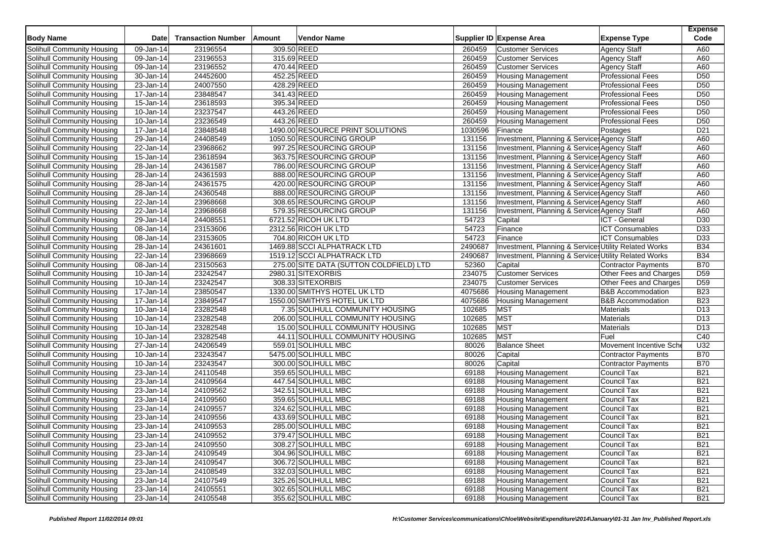| Body Name | Date | Transaction Number | Amount | Vendor Name | Supplier ID | Expense Area | Expense Type | Expense Code |
|---|---|---|---|---|---|---|---|---|
| Solihull Community Housing | 09-Jan-14 | 23196554 | 309.50 | REED | 260459 | Customer Services | Agency Staff | A60 |
| Solihull Community Housing | 09-Jan-14 | 23196553 | 315.69 | REED | 260459 | Customer Services | Agency Staff | A60 |
| Solihull Community Housing | 09-Jan-14 | 23196552 | 470.44 | REED | 260459 | Customer Services | Agency Staff | A60 |
| Solihull Community Housing | 30-Jan-14 | 24452600 | 452.25 | REED | 260459 | Housing Management | Professional Fees | D50 |
| Solihull Community Housing | 23-Jan-14 | 24007550 | 428.29 | REED | 260459 | Housing Management | Professional Fees | D50 |
| Solihull Community Housing | 17-Jan-14 | 23848547 | 341.43 | REED | 260459 | Housing Management | Professional Fees | D50 |
| Solihull Community Housing | 15-Jan-14 | 23618593 | 395.34 | REED | 260459 | Housing Management | Professional Fees | D50 |
| Solihull Community Housing | 10-Jan-14 | 23237547 | 443.26 | REED | 260459 | Housing Management | Professional Fees | D50 |
| Solihull Community Housing | 10-Jan-14 | 23236549 | 443.26 | REED | 260459 | Housing Management | Professional Fees | D50 |
| Solihull Community Housing | 17-Jan-14 | 23848548 | 1490.00 | RESOURCE PRINT SOLUTIONS | 1030596 | Finance | Postages | D21 |
| Solihull Community Housing | 29-Jan-14 | 24408549 | 1050.50 | RESOURCING GROUP | 131156 | Investment, Planning & Services | Agency Staff | A60 |
| Solihull Community Housing | 22-Jan-14 | 23968662 | 997.25 | RESOURCING GROUP | 131156 | Investment, Planning & Services | Agency Staff | A60 |
| Solihull Community Housing | 15-Jan-14 | 23618594 | 363.75 | RESOURCING GROUP | 131156 | Investment, Planning & Services | Agency Staff | A60 |
| Solihull Community Housing | 28-Jan-14 | 24361587 | 786.00 | RESOURCING GROUP | 131156 | Investment, Planning & Services | Agency Staff | A60 |
| Solihull Community Housing | 28-Jan-14 | 24361593 | 888.00 | RESOURCING GROUP | 131156 | Investment, Planning & Services | Agency Staff | A60 |
| Solihull Community Housing | 28-Jan-14 | 24361575 | 420.00 | RESOURCING GROUP | 131156 | Investment, Planning & Services | Agency Staff | A60 |
| Solihull Community Housing | 28-Jan-14 | 24360548 | 888.00 | RESOURCING GROUP | 131156 | Investment, Planning & Services | Agency Staff | A60 |
| Solihull Community Housing | 22-Jan-14 | 23968668 | 308.65 | RESOURCING GROUP | 131156 | Investment, Planning & Services | Agency Staff | A60 |
| Solihull Community Housing | 22-Jan-14 | 23968668 | 579.35 | RESOURCING GROUP | 131156 | Investment, Planning & Services | Agency Staff | A60 |
| Solihull Community Housing | 29-Jan-14 | 24408551 | 6721.52 | RICOH UK LTD | 54723 | Capital | ICT - General | D30 |
| Solihull Community Housing | 08-Jan-14 | 23153606 | 2312.56 | RICOH UK LTD | 54723 | Finance | ICT Consumables | D33 |
| Solihull Community Housing | 08-Jan-14 | 23153605 | 704.80 | RICOH UK LTD | 54723 | Finance | ICT Consumables | D33 |
| Solihull Community Housing | 28-Jan-14 | 24361601 | 1469.88 | SCCI ALPHATRACK LTD | 2490687 | Investment, Planning & Services | Utility Related Works | B34 |
| Solihull Community Housing | 22-Jan-14 | 23968669 | 1519.12 | SCCI ALPHATRACK LTD | 2490687 | Investment, Planning & Services | Utility Related Works | B34 |
| Solihull Community Housing | 08-Jan-14 | 23150563 | 275.00 | SITE DATA (SUTTON COLDFIELD) LTD | 52360 | Capital | Contractor Payments | B70 |
| Solihull Community Housing | 10-Jan-14 | 23242547 | 2980.31 | SITEXORBIS | 234075 | Customer Services | Other Fees and Charges | D59 |
| Solihull Community Housing | 10-Jan-14 | 23242547 | 308.33 | SITEXORBIS | 234075 | Customer Services | Other Fees and Charges | D59 |
| Solihull Community Housing | 17-Jan-14 | 23850547 | 1330.00 | SMITHYS HOTEL UK LTD | 4075686 | Housing Management | B&B Accommodation | B23 |
| Solihull Community Housing | 17-Jan-14 | 23849547 | 1550.00 | SMITHYS HOTEL UK LTD | 4075686 | Housing Management | B&B Accommodation | B23 |
| Solihull Community Housing | 10-Jan-14 | 23282548 | 7.35 | SOLIHULL COMMUNITY HOUSING | 102685 | MST | Materials | D13 |
| Solihull Community Housing | 10-Jan-14 | 23282548 | 206.00 | SOLIHULL COMMUNITY HOUSING | 102685 | MST | Materials | D13 |
| Solihull Community Housing | 10-Jan-14 | 23282548 | 15.00 | SOLIHULL COMMUNITY HOUSING | 102685 | MST | Materials | D13 |
| Solihull Community Housing | 10-Jan-14 | 23282548 | 44.11 | SOLIHULL COMMUNITY HOUSING | 102685 | MST | Fuel | C40 |
| Solihull Community Housing | 27-Jan-14 | 24206549 | 559.01 | SOLIHULL MBC | 80026 | Balance Sheet | Movement Incentive Sche | U32 |
| Solihull Community Housing | 10-Jan-14 | 23243547 | 5475.00 | SOLIHULL MBC | 80026 | Capital | Contractor Payments | B70 |
| Solihull Community Housing | 10-Jan-14 | 23243547 | 300.00 | SOLIHULL MBC | 80026 | Capital | Contractor Payments | B70 |
| Solihull Community Housing | 23-Jan-14 | 24110548 | 359.65 | SOLIHULL MBC | 69188 | Housing Management | Council Tax | B21 |
| Solihull Community Housing | 23-Jan-14 | 24109564 | 447.54 | SOLIHULL MBC | 69188 | Housing Management | Council Tax | B21 |
| Solihull Community Housing | 23-Jan-14 | 24109562 | 342.51 | SOLIHULL MBC | 69188 | Housing Management | Council Tax | B21 |
| Solihull Community Housing | 23-Jan-14 | 24109560 | 359.65 | SOLIHULL MBC | 69188 | Housing Management | Council Tax | B21 |
| Solihull Community Housing | 23-Jan-14 | 24109557 | 324.62 | SOLIHULL MBC | 69188 | Housing Management | Council Tax | B21 |
| Solihull Community Housing | 23-Jan-14 | 24109556 | 433.69 | SOLIHULL MBC | 69188 | Housing Management | Council Tax | B21 |
| Solihull Community Housing | 23-Jan-14 | 24109553 | 285.00 | SOLIHULL MBC | 69188 | Housing Management | Council Tax | B21 |
| Solihull Community Housing | 23-Jan-14 | 24109552 | 379.47 | SOLIHULL MBC | 69188 | Housing Management | Council Tax | B21 |
| Solihull Community Housing | 23-Jan-14 | 24109550 | 308.27 | SOLIHULL MBC | 69188 | Housing Management | Council Tax | B21 |
| Solihull Community Housing | 23-Jan-14 | 24109549 | 304.96 | SOLIHULL MBC | 69188 | Housing Management | Council Tax | B21 |
| Solihull Community Housing | 23-Jan-14 | 24109547 | 306.72 | SOLIHULL MBC | 69188 | Housing Management | Council Tax | B21 |
| Solihull Community Housing | 23-Jan-14 | 24108549 | 332.03 | SOLIHULL MBC | 69188 | Housing Management | Council Tax | B21 |
| Solihull Community Housing | 23-Jan-14 | 24107549 | 325.26 | SOLIHULL MBC | 69188 | Housing Management | Council Tax | B21 |
| Solihull Community Housing | 23-Jan-14 | 24105551 | 302.65 | SOLIHULL MBC | 69188 | Housing Management | Council Tax | B21 |
| Solihull Community Housing | 23-Jan-14 | 24105548 | 355.62 | SOLIHULL MBC | 69188 | Housing Management | Council Tax | B21 |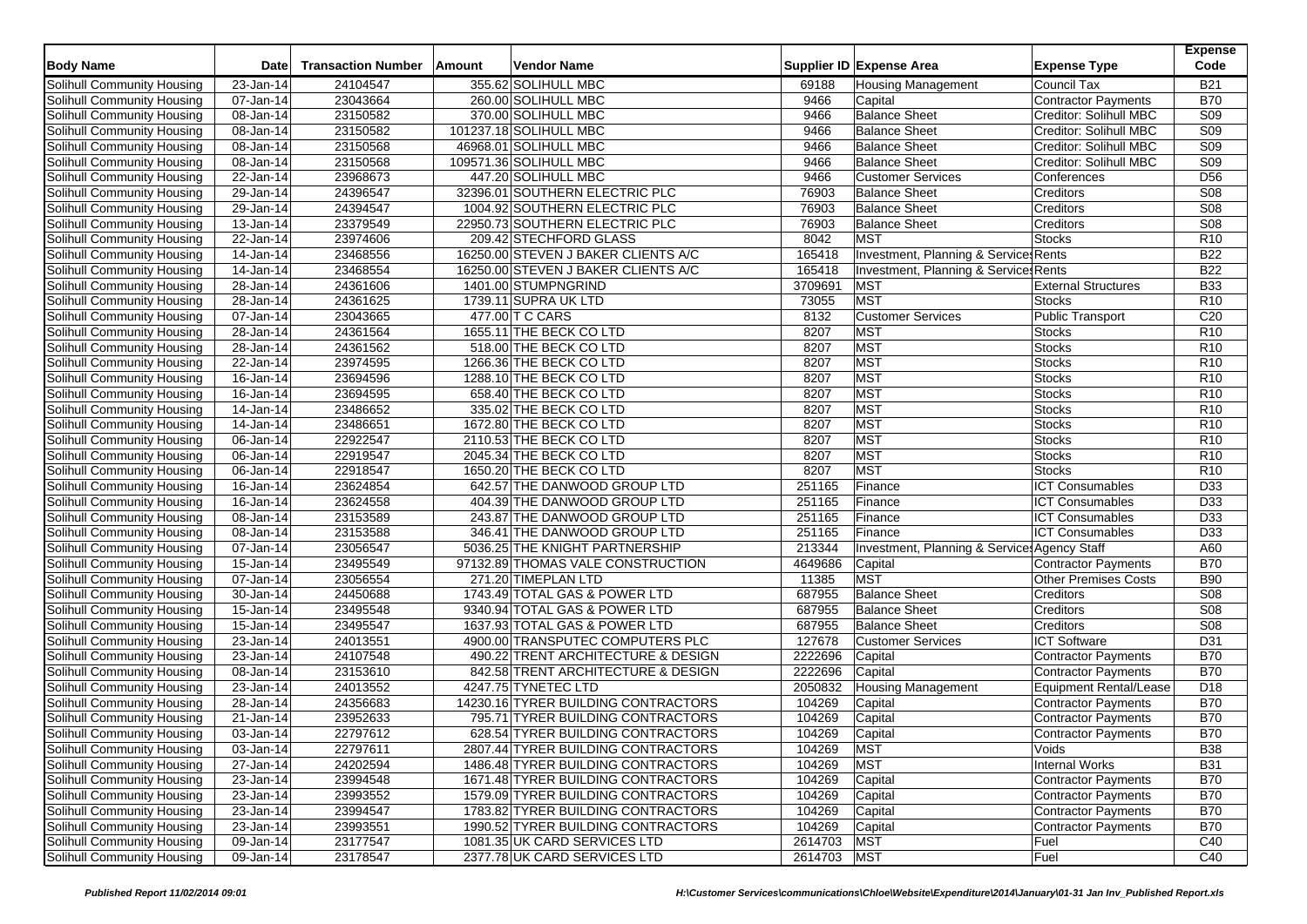| Body Name | Date | Transaction Number | Amount | Vendor Name | Supplier ID | Expense Area | Expense Type | Expense Code |
|---|---|---|---|---|---|---|---|---|
| Solihull Community Housing | 23-Jan-14 | 24104547 | 355.62 | SOLIHULL MBC | 69188 | Housing Management | Council Tax | B21 |
| Solihull Community Housing | 07-Jan-14 | 23043664 | 260.00 | SOLIHULL MBC | 9466 | Capital | Contractor Payments | B70 |
| Solihull Community Housing | 08-Jan-14 | 23150582 | 370.00 | SOLIHULL MBC | 9466 | Balance Sheet | Creditor: Solihull MBC | S09 |
| Solihull Community Housing | 08-Jan-14 | 23150582 | 101237.18 | SOLIHULL MBC | 9466 | Balance Sheet | Creditor: Solihull MBC | S09 |
| Solihull Community Housing | 08-Jan-14 | 23150568 | 46968.01 | SOLIHULL MBC | 9466 | Balance Sheet | Creditor: Solihull MBC | S09 |
| Solihull Community Housing | 08-Jan-14 | 23150568 | 109571.36 | SOLIHULL MBC | 9466 | Balance Sheet | Creditor: Solihull MBC | S09 |
| Solihull Community Housing | 22-Jan-14 | 23968673 | 447.20 | SOLIHULL MBC | 9466 | Customer Services | Conferences | D56 |
| Solihull Community Housing | 29-Jan-14 | 24396547 | 32396.01 | SOUTHERN ELECTRIC PLC | 76903 | Balance Sheet | Creditors | S08 |
| Solihull Community Housing | 29-Jan-14 | 24394547 | 1004.92 | SOUTHERN ELECTRIC PLC | 76903 | Balance Sheet | Creditors | S08 |
| Solihull Community Housing | 13-Jan-14 | 23379549 | 22950.73 | SOUTHERN ELECTRIC PLC | 76903 | Balance Sheet | Creditors | S08 |
| Solihull Community Housing | 22-Jan-14 | 23974606 | 209.42 | STECHFORD GLASS | 8042 | MST | Stocks | R10 |
| Solihull Community Housing | 14-Jan-14 | 23468556 | 16250.00 | STEVEN J BAKER CLIENTS A/C | 165418 | Investment, Planning & Services | Rents | B22 |
| Solihull Community Housing | 14-Jan-14 | 23468554 | 16250.00 | STEVEN J BAKER CLIENTS A/C | 165418 | Investment, Planning & Services | Rents | B22 |
| Solihull Community Housing | 28-Jan-14 | 24361606 | 1401.00 | STUMPNGRIND | 3709691 | MST | External Structures | B33 |
| Solihull Community Housing | 28-Jan-14 | 24361625 | 1739.11 | SUPRA UK LTD | 73055 | MST | Stocks | R10 |
| Solihull Community Housing | 07-Jan-14 | 23043665 | 477.00 | T C CARS | 8132 | Customer Services | Public Transport | C20 |
| Solihull Community Housing | 28-Jan-14 | 24361564 | 1655.11 | THE BECK CO LTD | 8207 | MST | Stocks | R10 |
| Solihull Community Housing | 28-Jan-14 | 24361562 | 518.00 | THE BECK CO LTD | 8207 | MST | Stocks | R10 |
| Solihull Community Housing | 22-Jan-14 | 23974595 | 1266.36 | THE BECK CO LTD | 8207 | MST | Stocks | R10 |
| Solihull Community Housing | 16-Jan-14 | 23694596 | 1288.10 | THE BECK CO LTD | 8207 | MST | Stocks | R10 |
| Solihull Community Housing | 16-Jan-14 | 23694595 | 658.40 | THE BECK CO LTD | 8207 | MST | Stocks | R10 |
| Solihull Community Housing | 14-Jan-14 | 23486652 | 335.02 | THE BECK CO LTD | 8207 | MST | Stocks | R10 |
| Solihull Community Housing | 14-Jan-14 | 23486651 | 1672.80 | THE BECK CO LTD | 8207 | MST | Stocks | R10 |
| Solihull Community Housing | 06-Jan-14 | 22922547 | 2110.53 | THE BECK CO LTD | 8207 | MST | Stocks | R10 |
| Solihull Community Housing | 06-Jan-14 | 22919547 | 2045.34 | THE BECK CO LTD | 8207 | MST | Stocks | R10 |
| Solihull Community Housing | 06-Jan-14 | 22918547 | 1650.20 | THE BECK CO LTD | 8207 | MST | Stocks | R10 |
| Solihull Community Housing | 16-Jan-14 | 23624854 | 642.57 | THE DANWOOD GROUP LTD | 251165 | Finance | ICT Consumables | D33 |
| Solihull Community Housing | 16-Jan-14 | 23624558 | 404.39 | THE DANWOOD GROUP LTD | 251165 | Finance | ICT Consumables | D33 |
| Solihull Community Housing | 08-Jan-14 | 23153589 | 243.87 | THE DANWOOD GROUP LTD | 251165 | Finance | ICT Consumables | D33 |
| Solihull Community Housing | 08-Jan-14 | 23153588 | 346.41 | THE DANWOOD GROUP LTD | 251165 | Finance | ICT Consumables | D33 |
| Solihull Community Housing | 07-Jan-14 | 23056547 | 5036.25 | THE KNIGHT PARTNERSHIP | 213344 | Investment, Planning & Services | Agency Staff | A60 |
| Solihull Community Housing | 15-Jan-14 | 23495549 | 97132.89 | THOMAS VALE CONSTRUCTION | 4649686 | Capital | Contractor Payments | B70 |
| Solihull Community Housing | 07-Jan-14 | 23056554 | 271.20 | TIMEPLAN LTD | 11385 | MST | Other Premises Costs | B90 |
| Solihull Community Housing | 30-Jan-14 | 24450688 | 1743.49 | TOTAL GAS & POWER LTD | 687955 | Balance Sheet | Creditors | S08 |
| Solihull Community Housing | 15-Jan-14 | 23495548 | 9340.94 | TOTAL GAS & POWER LTD | 687955 | Balance Sheet | Creditors | S08 |
| Solihull Community Housing | 15-Jan-14 | 23495547 | 1637.93 | TOTAL GAS & POWER LTD | 687955 | Balance Sheet | Creditors | S08 |
| Solihull Community Housing | 23-Jan-14 | 24013551 | 4900.00 | TRANSPUTEC COMPUTERS PLC | 127678 | Customer Services | ICT Software | D31 |
| Solihull Community Housing | 23-Jan-14 | 24107548 | 490.22 | TRENT ARCHITECTURE & DESIGN | 2222696 | Capital | Contractor Payments | B70 |
| Solihull Community Housing | 08-Jan-14 | 23153610 | 842.58 | TRENT ARCHITECTURE & DESIGN | 2222696 | Capital | Contractor Payments | B70 |
| Solihull Community Housing | 23-Jan-14 | 24013552 | 4247.75 | TYNETEC LTD | 2050832 | Housing Management | Equipment Rental/Lease | D18 |
| Solihull Community Housing | 28-Jan-14 | 24356683 | 14230.16 | TYRER BUILDING CONTRACTORS | 104269 | Capital | Contractor Payments | B70 |
| Solihull Community Housing | 21-Jan-14 | 23952633 | 795.71 | TYRER BUILDING CONTRACTORS | 104269 | Capital | Contractor Payments | B70 |
| Solihull Community Housing | 03-Jan-14 | 22797612 | 628.54 | TYRER BUILDING CONTRACTORS | 104269 | Capital | Contractor Payments | B70 |
| Solihull Community Housing | 03-Jan-14 | 22797611 | 2807.44 | TYRER BUILDING CONTRACTORS | 104269 | MST | Voids | B38 |
| Solihull Community Housing | 27-Jan-14 | 24202594 | 1486.48 | TYRER BUILDING CONTRACTORS | 104269 | MST | Internal Works | B31 |
| Solihull Community Housing | 23-Jan-14 | 23994548 | 1671.48 | TYRER BUILDING CONTRACTORS | 104269 | Capital | Contractor Payments | B70 |
| Solihull Community Housing | 23-Jan-14 | 23993552 | 1579.09 | TYRER BUILDING CONTRACTORS | 104269 | Capital | Contractor Payments | B70 |
| Solihull Community Housing | 23-Jan-14 | 23994547 | 1783.82 | TYRER BUILDING CONTRACTORS | 104269 | Capital | Contractor Payments | B70 |
| Solihull Community Housing | 23-Jan-14 | 23993551 | 1990.52 | TYRER BUILDING CONTRACTORS | 104269 | Capital | Contractor Payments | B70 |
| Solihull Community Housing | 09-Jan-14 | 23177547 | 1081.35 | UK CARD SERVICES LTD | 2614703 | MST | Fuel | C40 |
| Solihull Community Housing | 09-Jan-14 | 23178547 | 2377.78 | UK CARD SERVICES LTD | 2614703 | MST | Fuel | C40 |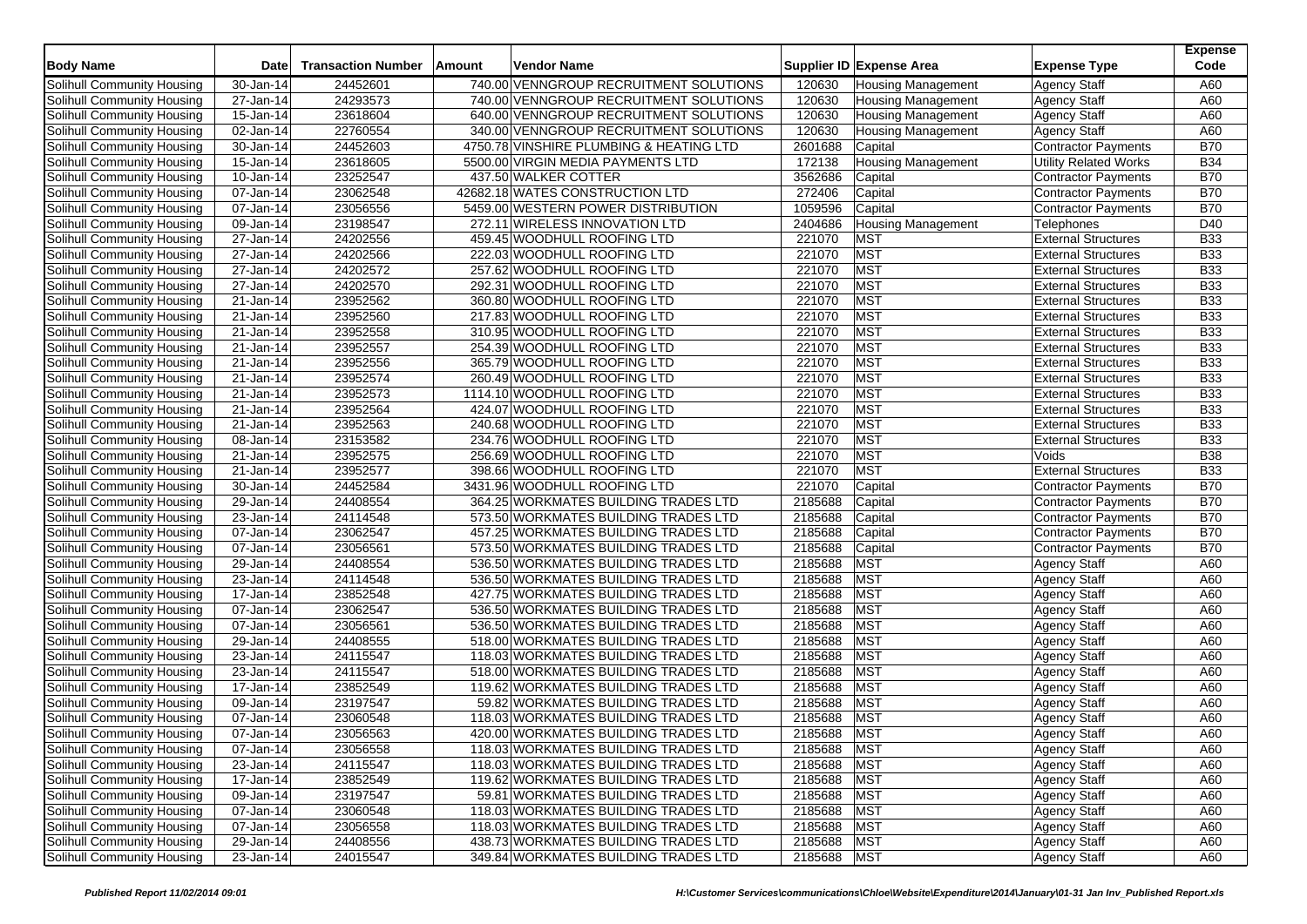| Body Name | Date | Transaction Number | Amount | Vendor Name | Supplier ID | Expense Area | Expense Type | Expense Code |
|---|---|---|---|---|---|---|---|---|
| Solihull Community Housing | 30-Jan-14 | 24452601 | 740.00 | VENNGROUP RECRUITMENT SOLUTIONS | 120630 | Housing Management | Agency Staff | A60 |
| Solihull Community Housing | 27-Jan-14 | 24293573 | 740.00 | VENNGROUP RECRUITMENT SOLUTIONS | 120630 | Housing Management | Agency Staff | A60 |
| Solihull Community Housing | 15-Jan-14 | 23618604 | 640.00 | VENNGROUP RECRUITMENT SOLUTIONS | 120630 | Housing Management | Agency Staff | A60 |
| Solihull Community Housing | 02-Jan-14 | 22760554 | 340.00 | VENNGROUP RECRUITMENT SOLUTIONS | 120630 | Housing Management | Agency Staff | A60 |
| Solihull Community Housing | 30-Jan-14 | 24452603 | 4750.78 | VINSHIRE PLUMBING & HEATING LTD | 2601688 | Capital | Contractor Payments | B70 |
| Solihull Community Housing | 15-Jan-14 | 23618605 | 5500.00 | VIRGIN MEDIA PAYMENTS LTD | 172138 | Housing Management | Utility Related Works | B34 |
| Solihull Community Housing | 10-Jan-14 | 23252547 | 437.50 | WALKER COTTER | 3562686 | Capital | Contractor Payments | B70 |
| Solihull Community Housing | 07-Jan-14 | 23062548 | 42682.18 | WATES CONSTRUCTION LTD | 272406 | Capital | Contractor Payments | B70 |
| Solihull Community Housing | 07-Jan-14 | 23056556 | 5459.00 | WESTERN POWER DISTRIBUTION | 1059596 | Capital | Contractor Payments | B70 |
| Solihull Community Housing | 09-Jan-14 | 23198547 | 272.11 | WIRELESS INNOVATION LTD | 2404686 | Housing Management | Telephones | D40 |
| Solihull Community Housing | 27-Jan-14 | 24202556 | 459.45 | WOODHULL ROOFING LTD | 221070 | MST | External Structures | B33 |
| Solihull Community Housing | 27-Jan-14 | 24202566 | 222.03 | WOODHULL ROOFING LTD | 221070 | MST | External Structures | B33 |
| Solihull Community Housing | 27-Jan-14 | 24202572 | 257.62 | WOODHULL ROOFING LTD | 221070 | MST | External Structures | B33 |
| Solihull Community Housing | 27-Jan-14 | 24202570 | 292.31 | WOODHULL ROOFING LTD | 221070 | MST | External Structures | B33 |
| Solihull Community Housing | 21-Jan-14 | 23952562 | 360.80 | WOODHULL ROOFING LTD | 221070 | MST | External Structures | B33 |
| Solihull Community Housing | 21-Jan-14 | 23952560 | 217.83 | WOODHULL ROOFING LTD | 221070 | MST | External Structures | B33 |
| Solihull Community Housing | 21-Jan-14 | 23952558 | 310.95 | WOODHULL ROOFING LTD | 221070 | MST | External Structures | B33 |
| Solihull Community Housing | 21-Jan-14 | 23952557 | 254.39 | WOODHULL ROOFING LTD | 221070 | MST | External Structures | B33 |
| Solihull Community Housing | 21-Jan-14 | 23952556 | 365.79 | WOODHULL ROOFING LTD | 221070 | MST | External Structures | B33 |
| Solihull Community Housing | 21-Jan-14 | 23952574 | 260.49 | WOODHULL ROOFING LTD | 221070 | MST | External Structures | B33 |
| Solihull Community Housing | 21-Jan-14 | 23952573 | 1114.10 | WOODHULL ROOFING LTD | 221070 | MST | External Structures | B33 |
| Solihull Community Housing | 21-Jan-14 | 23952564 | 424.07 | WOODHULL ROOFING LTD | 221070 | MST | External Structures | B33 |
| Solihull Community Housing | 21-Jan-14 | 23952563 | 240.68 | WOODHULL ROOFING LTD | 221070 | MST | External Structures | B33 |
| Solihull Community Housing | 08-Jan-14 | 23153582 | 234.76 | WOODHULL ROOFING LTD | 221070 | MST | External Structures | B33 |
| Solihull Community Housing | 21-Jan-14 | 23952575 | 256.69 | WOODHULL ROOFING LTD | 221070 | MST | Voids | B38 |
| Solihull Community Housing | 21-Jan-14 | 23952577 | 398.66 | WOODHULL ROOFING LTD | 221070 | MST | External Structures | B33 |
| Solihull Community Housing | 30-Jan-14 | 24452584 | 3431.96 | WOODHULL ROOFING LTD | 221070 | Capital | Contractor Payments | B70 |
| Solihull Community Housing | 29-Jan-14 | 24408554 | 364.25 | WORKMATES BUILDING TRADES LTD | 2185688 | Capital | Contractor Payments | B70 |
| Solihull Community Housing | 23-Jan-14 | 24114548 | 573.50 | WORKMATES BUILDING TRADES LTD | 2185688 | Capital | Contractor Payments | B70 |
| Solihull Community Housing | 07-Jan-14 | 23062547 | 457.25 | WORKMATES BUILDING TRADES LTD | 2185688 | Capital | Contractor Payments | B70 |
| Solihull Community Housing | 07-Jan-14 | 23056561 | 573.50 | WORKMATES BUILDING TRADES LTD | 2185688 | Capital | Contractor Payments | B70 |
| Solihull Community Housing | 29-Jan-14 | 24408554 | 536.50 | WORKMATES BUILDING TRADES LTD | 2185688 | MST | Agency Staff | A60 |
| Solihull Community Housing | 23-Jan-14 | 24114548 | 536.50 | WORKMATES BUILDING TRADES LTD | 2185688 | MST | Agency Staff | A60 |
| Solihull Community Housing | 17-Jan-14 | 23852548 | 427.75 | WORKMATES BUILDING TRADES LTD | 2185688 | MST | Agency Staff | A60 |
| Solihull Community Housing | 07-Jan-14 | 23062547 | 536.50 | WORKMATES BUILDING TRADES LTD | 2185688 | MST | Agency Staff | A60 |
| Solihull Community Housing | 07-Jan-14 | 23056561 | 536.50 | WORKMATES BUILDING TRADES LTD | 2185688 | MST | Agency Staff | A60 |
| Solihull Community Housing | 29-Jan-14 | 24408555 | 518.00 | WORKMATES BUILDING TRADES LTD | 2185688 | MST | Agency Staff | A60 |
| Solihull Community Housing | 23-Jan-14 | 24115547 | 118.03 | WORKMATES BUILDING TRADES LTD | 2185688 | MST | Agency Staff | A60 |
| Solihull Community Housing | 23-Jan-14 | 24115547 | 518.00 | WORKMATES BUILDING TRADES LTD | 2185688 | MST | Agency Staff | A60 |
| Solihull Community Housing | 17-Jan-14 | 23852549 | 119.62 | WORKMATES BUILDING TRADES LTD | 2185688 | MST | Agency Staff | A60 |
| Solihull Community Housing | 09-Jan-14 | 23197547 | 59.82 | WORKMATES BUILDING TRADES LTD | 2185688 | MST | Agency Staff | A60 |
| Solihull Community Housing | 07-Jan-14 | 23060548 | 118.03 | WORKMATES BUILDING TRADES LTD | 2185688 | MST | Agency Staff | A60 |
| Solihull Community Housing | 07-Jan-14 | 23056563 | 420.00 | WORKMATES BUILDING TRADES LTD | 2185688 | MST | Agency Staff | A60 |
| Solihull Community Housing | 07-Jan-14 | 23056558 | 118.03 | WORKMATES BUILDING TRADES LTD | 2185688 | MST | Agency Staff | A60 |
| Solihull Community Housing | 23-Jan-14 | 24115547 | 118.03 | WORKMATES BUILDING TRADES LTD | 2185688 | MST | Agency Staff | A60 |
| Solihull Community Housing | 17-Jan-14 | 23852549 | 119.62 | WORKMATES BUILDING TRADES LTD | 2185688 | MST | Agency Staff | A60 |
| Solihull Community Housing | 09-Jan-14 | 23197547 | 59.81 | WORKMATES BUILDING TRADES LTD | 2185688 | MST | Agency Staff | A60 |
| Solihull Community Housing | 07-Jan-14 | 23060548 | 118.03 | WORKMATES BUILDING TRADES LTD | 2185688 | MST | Agency Staff | A60 |
| Solihull Community Housing | 07-Jan-14 | 23056558 | 118.03 | WORKMATES BUILDING TRADES LTD | 2185688 | MST | Agency Staff | A60 |
| Solihull Community Housing | 29-Jan-14 | 24408556 | 438.73 | WORKMATES BUILDING TRADES LTD | 2185688 | MST | Agency Staff | A60 |
| Solihull Community Housing | 23-Jan-14 | 24015547 | 349.84 | WORKMATES BUILDING TRADES LTD | 2185688 | MST | Agency Staff | A60 |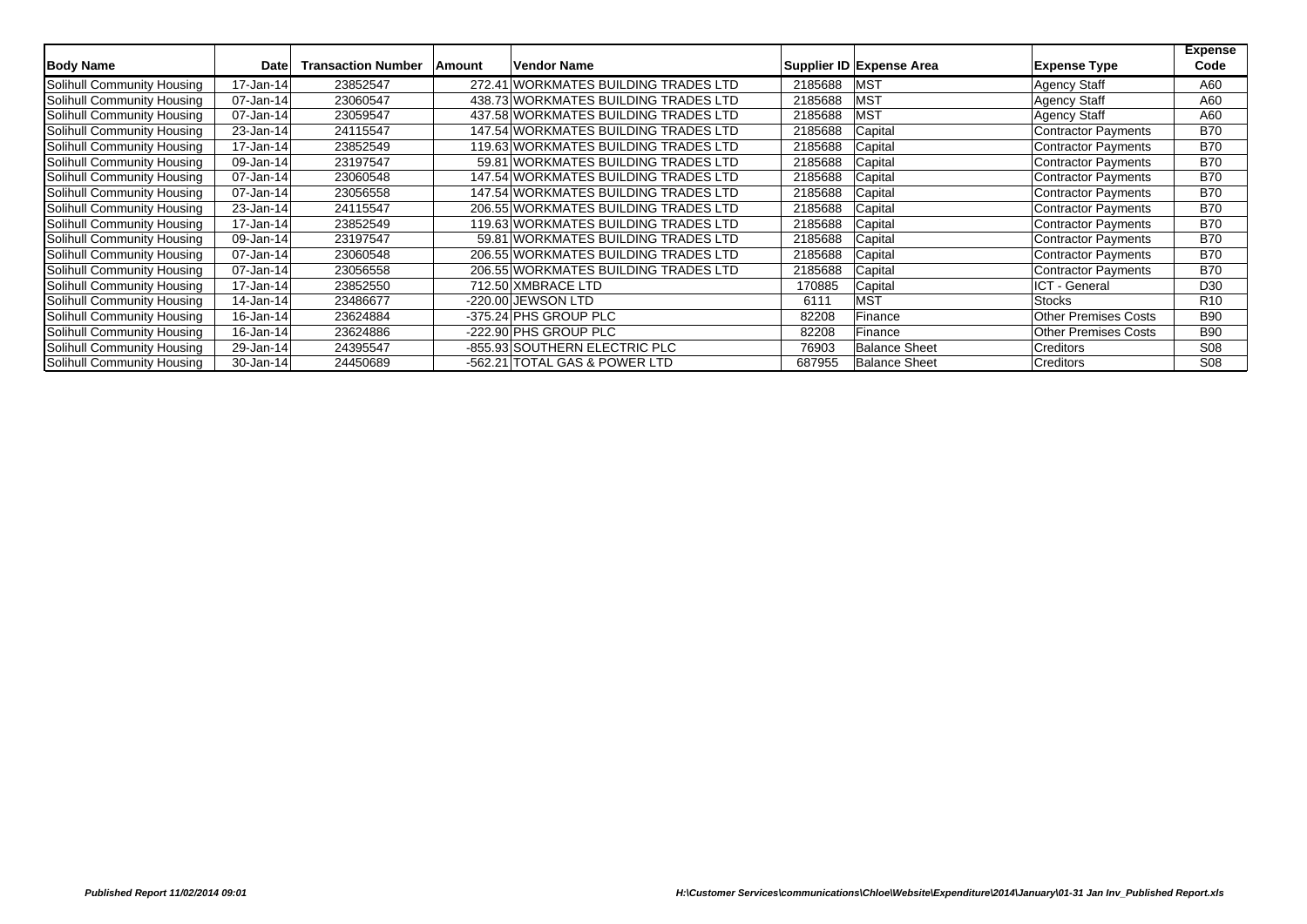| Body Name | Date | Transaction Number | Amount | Vendor Name | Supplier ID | Expense Area | Expense Type | Expense Code |
|---|---|---|---|---|---|---|---|---|
| Solihull Community Housing | 17-Jan-14 | 23852547 | 272.41 | WORKMATES BUILDING TRADES LTD | 2185688 | MST | Agency Staff | A60 |
| Solihull Community Housing | 07-Jan-14 | 23060547 | 438.73 | WORKMATES BUILDING TRADES LTD | 2185688 | MST | Agency Staff | A60 |
| Solihull Community Housing | 07-Jan-14 | 23059547 | 437.58 | WORKMATES BUILDING TRADES LTD | 2185688 | MST | Agency Staff | A60 |
| Solihull Community Housing | 23-Jan-14 | 24115547 | 147.54 | WORKMATES BUILDING TRADES LTD | 2185688 | Capital | Contractor Payments | B70 |
| Solihull Community Housing | 17-Jan-14 | 23852549 | 119.63 | WORKMATES BUILDING TRADES LTD | 2185688 | Capital | Contractor Payments | B70 |
| Solihull Community Housing | 09-Jan-14 | 23197547 | 59.81 | WORKMATES BUILDING TRADES LTD | 2185688 | Capital | Contractor Payments | B70 |
| Solihull Community Housing | 07-Jan-14 | 23060548 | 147.54 | WORKMATES BUILDING TRADES LTD | 2185688 | Capital | Contractor Payments | B70 |
| Solihull Community Housing | 07-Jan-14 | 23056558 | 147.54 | WORKMATES BUILDING TRADES LTD | 2185688 | Capital | Contractor Payments | B70 |
| Solihull Community Housing | 23-Jan-14 | 24115547 | 206.55 | WORKMATES BUILDING TRADES LTD | 2185688 | Capital | Contractor Payments | B70 |
| Solihull Community Housing | 17-Jan-14 | 23852549 | 119.63 | WORKMATES BUILDING TRADES LTD | 2185688 | Capital | Contractor Payments | B70 |
| Solihull Community Housing | 09-Jan-14 | 23197547 | 59.81 | WORKMATES BUILDING TRADES LTD | 2185688 | Capital | Contractor Payments | B70 |
| Solihull Community Housing | 07-Jan-14 | 23060548 | 206.55 | WORKMATES BUILDING TRADES LTD | 2185688 | Capital | Contractor Payments | B70 |
| Solihull Community Housing | 07-Jan-14 | 23056558 | 206.55 | WORKMATES BUILDING TRADES LTD | 2185688 | Capital | Contractor Payments | B70 |
| Solihull Community Housing | 17-Jan-14 | 23852550 | 712.50 | XMBRACE LTD | 170885 | Capital | ICT - General | D30 |
| Solihull Community Housing | 14-Jan-14 | 23486677 | -220.00 | JEWSON LTD | 6111 | MST | Stocks | R10 |
| Solihull Community Housing | 16-Jan-14 | 23624884 | -375.24 | PHS GROUP PLC | 82208 | Finance | Other Premises Costs | B90 |
| Solihull Community Housing | 16-Jan-14 | 23624886 | -222.90 | PHS GROUP PLC | 82208 | Finance | Other Premises Costs | B90 |
| Solihull Community Housing | 29-Jan-14 | 24395547 | -855.93 | SOUTHERN ELECTRIC PLC | 76903 | Balance Sheet | Creditors | S08 |
| Solihull Community Housing | 30-Jan-14 | 24450689 | -562.21 | TOTAL GAS & POWER LTD | 687955 | Balance Sheet | Creditors | S08 |

*Published Report 11/02/2014 09:01*

*H:\Customer Services\communications\Chloe\Website\Expenditure\2014\January\01-31 Jan Inv_Published Report.xls*